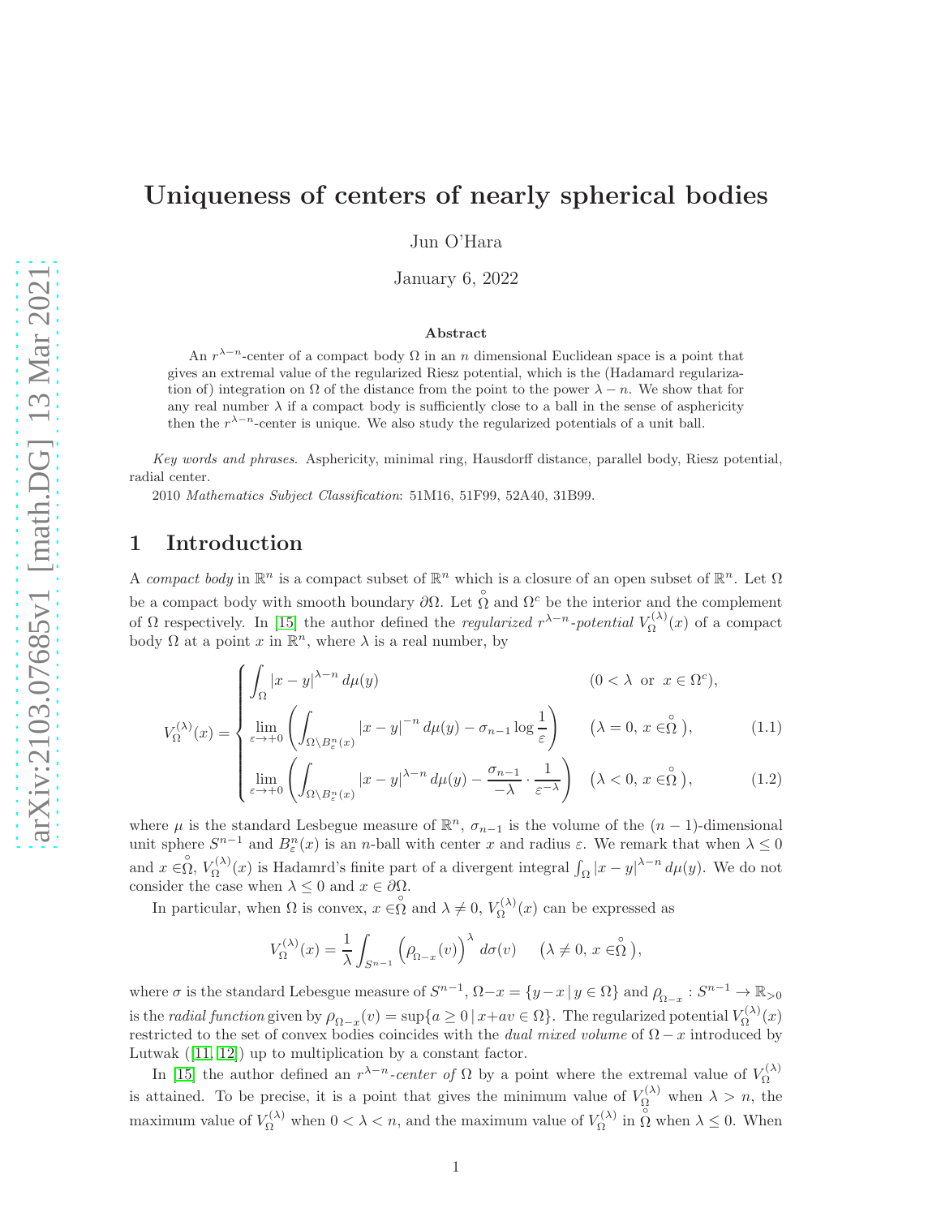# Uniqueness of centers of nearly spherical bodies

Jun O'Hara

January 6, 2022

**Abstract**

An $r^{\lambda-n}$-center of a compact body $\Omega$ in an $n$ dimensional Euclidean space is a point that gives an extremal value of the regularized Riesz potential, which is the (Hadamard regularization of) integration on $\Omega$ of the distance from the point to the power $\lambda - n$. We show that for any real number $\lambda$ if a compact body is sufficiently close to a ball in the sense of asphericity then the $r^{\lambda-n}$-center is unique. We also study the regularized potentials of a unit ball.

*Key words and phrases*. Asphericity, minimal ring, Hausdorff distance, parallel body, Riesz potential, radial center.

2010 *Mathematics Subject Classification*: 51M16, 51F99, 52A40, 31B99.

## 1 Introduction

A *compact body* in $\mathbb{R}^n$ is a compact subset of $\mathbb{R}^n$ which is a closure of an open subset of $\mathbb{R}^n$. Let $\Omega$ be a compact body with smooth boundary $\partial\Omega$. Let $\overset{\circ}{\Omega}$ and $\Omega^c$ be the interior and the complement of $\Omega$ respectively. In [15] the author defined the *regularized $r^{\lambda-n}$-potential* $V_\Omega^{(\lambda)}(x)$ of a compact body $\Omega$ at a point $x$ in $\mathbb{R}^n$, where $\lambda$ is a real number, by

$$
V_\Omega^{(\lambda)}(x) = \begin{cases} \displaystyle\int_\Omega |x-y|^{\lambda-n}\, d\mu(y) & (0<\lambda \ \text{ or } \ x\in\Omega^c), \\ \displaystyle\lim_{\varepsilon\to+0}\left(\int_{\Omega\setminus B^n_\varepsilon(x)} |x-y|^{-n}\, d\mu(y) - \sigma_{n-1}\log\frac{1}{\varepsilon}\right) & (\lambda=0,\ x\in\overset{\circ}{\Omega}), \qquad (1.1) \\ \displaystyle\lim_{\varepsilon\to+0}\left(\int_{\Omega\setminus B^n_\varepsilon(x)} |x-y|^{\lambda-n}\, d\mu(y) - \frac{\sigma_{n-1}}{-\lambda}\cdot\frac{1}{\varepsilon^{-\lambda}}\right) & (\lambda<0,\ x\in\overset{\circ}{\Omega}), \qquad (1.2) \end{cases}
$$

where $\mu$ is the standard Lesbegue measure of $\mathbb{R}^n$, $\sigma_{n-1}$ is the volume of the $(n-1)$-dimensional unit sphere $S^{n-1}$ and $B^n_\varepsilon(x)$ is an $n$-ball with center $x$ and radius $\varepsilon$. We remark that when $\lambda \le 0$ and $x\in\overset{\circ}{\Omega}$, $V_\Omega^{(\lambda)}(x)$ is Hadamrd's finite part of a divergent integral $\int_\Omega |x-y|^{\lambda-n}\, d\mu(y)$. We do not consider the case when $\lambda\le 0$ and $x\in\partial\Omega$.

In particular, when $\Omega$ is convex, $x\in\overset{\circ}{\Omega}$ and $\lambda\ne 0$, $V_\Omega^{(\lambda)}(x)$ can be expressed as

$$
V_\Omega^{(\lambda)}(x) = \frac{1}{\lambda}\int_{S^{n-1}} \left(\rho_{\Omega-x}(v)\right)^\lambda\, d\sigma(v) \qquad (\lambda\ne 0,\ x\in\overset{\circ}{\Omega}),
$$

where $\sigma$ is the standard Lebesgue measure of $S^{n-1}$, $\Omega - x = \{y-x \,|\, y\in\Omega\}$ and $\rho_{\Omega-x} : S^{n-1}\to\mathbb{R}_{>0}$ is the *radial function* given by $\rho_{\Omega-x}(v) = \sup\{a\ge 0 \,|\, x+av\in\Omega\}$. The regularized potential $V_\Omega^{(\lambda)}(x)$ restricted to the set of convex bodies coincides with the *dual mixed volume* of $\Omega - x$ introduced by Lutwak ([11, 12]) up to multiplication by a constant factor.

In [15] the author defined an *$r^{\lambda-n}$-center of* $\Omega$ by a point where the extremal value of $V_\Omega^{(\lambda)}$ is attained. To be precise, it is a point that gives the minimum value of $V_\Omega^{(\lambda)}$ when $\lambda > n$, the maximum value of $V_\Omega^{(\lambda)}$ when $0<\lambda<n$, and the maximum value of $V_\Omega^{(\lambda)}$ in $\overset{\circ}{\Omega}$ when $\lambda\le 0$. When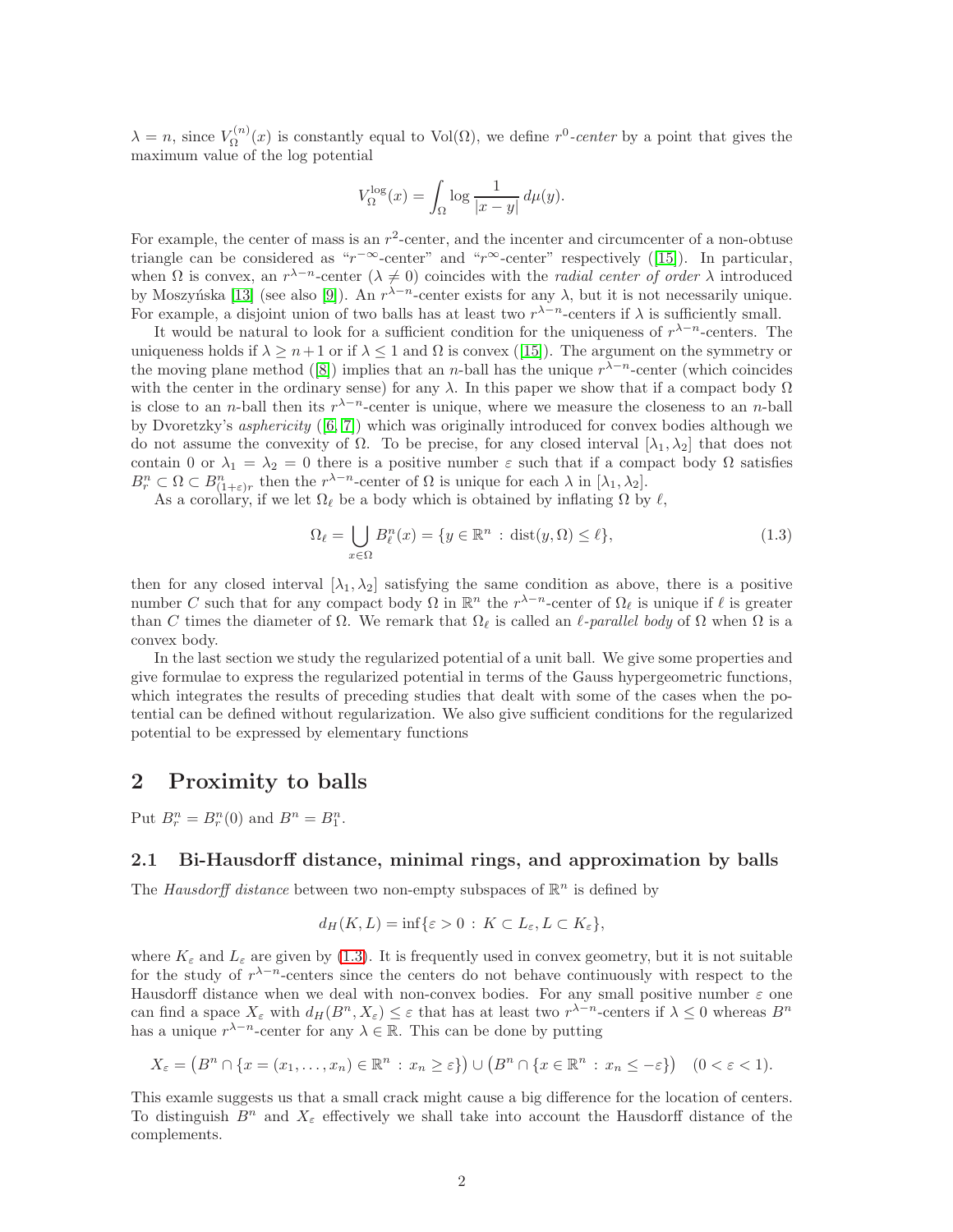$\lambda = n$, since $V_\Omega^{(n)}(x)$ is constantly equal to $\mathrm{Vol}(\Omega)$, we define $r^0$-*center* by a point that gives the maximum value of the log potential

$$V_\Omega^{\log}(x) = \int_\Omega \log \frac{1}{|x-y|}\, d\mu(y).$$

For example, the center of mass is an $r^2$-center, and the incenter and circumcenter of a non-obtuse triangle can be considered as "$r^{-\infty}$-center" and "$r^{\infty}$-center" respectively ([15]). In particular, when $\Omega$ is convex, an $r^{\lambda-n}$-center ($\lambda \neq 0$) coincides with the *radial center of order* $\lambda$ introduced by Moszyńska [13] (see also [9]). An $r^{\lambda-n}$-center exists for any $\lambda$, but it is not necessarily unique. For example, a disjoint union of two balls has at least two $r^{\lambda-n}$-centers if $\lambda$ is sufficiently small.

It would be natural to look for a sufficient condition for the uniqueness of $r^{\lambda-n}$-centers. The uniqueness holds if $\lambda \geq n+1$ or if $\lambda \leq 1$ and $\Omega$ is convex ([15]). The argument on the symmetry or the moving plane method ([8]) implies that an $n$-ball has the unique $r^{\lambda-n}$-center (which coincides with the center in the ordinary sense) for any $\lambda$. In this paper we show that if a compact body $\Omega$ is close to an $n$-ball then its $r^{\lambda-n}$-center is unique, where we measure the closeness to an $n$-ball by Dvoretzky's *asphericity* ([6, 7]) which was originally introduced for convex bodies although we do not assume the convexity of $\Omega$. To be precise, for any closed interval $[\lambda_1, \lambda_2]$ that does not contain 0 or $\lambda_1 = \lambda_2 = 0$ there is a positive number $\varepsilon$ such that if a compact body $\Omega$ satisfies $B_r^n \subset \Omega \subset B_{(1+\varepsilon)r}^n$ then the $r^{\lambda-n}$-center of $\Omega$ is unique for each $\lambda$ in $[\lambda_1, \lambda_2]$.

As a corollary, if we let $\Omega_\ell$ be a body which is obtained by inflating $\Omega$ by $\ell$,

$$\Omega_\ell = \bigcup_{x\in\Omega} B_\ell^n(x) = \{y \in \mathbb{R}^n \,:\, \mathrm{dist}(y, \Omega) \leq \ell\}, \tag{1.3}$$

then for any closed interval $[\lambda_1, \lambda_2]$ satisfying the same condition as above, there is a positive number $C$ such that for any compact body $\Omega$ in $\mathbb{R}^n$ the $r^{\lambda-n}$-center of $\Omega_\ell$ is unique if $\ell$ is greater than $C$ times the diameter of $\Omega$. We remark that $\Omega_\ell$ is called an $\ell$-*parallel body* of $\Omega$ when $\Omega$ is a convex body.

In the last section we study the regularized potential of a unit ball. We give some properties and give formulae to express the regularized potential in terms of the Gauss hypergeometric functions, which integrates the results of preceding studies that dealt with some of the cases when the potential can be defined without regularization. We also give sufficient conditions for the regularized potential to be expressed by elementary functions

## 2 Proximity to balls

Put $B_r^n = B_r^n(0)$ and $B^n = B_1^n$.

### 2.1 Bi-Hausdorff distance, minimal rings, and approximation by balls

The *Hausdorff distance* between two non-empty subspaces of $\mathbb{R}^n$ is defined by

$$d_H(K, L) = \inf\{\varepsilon > 0 \,:\, K \subset L_\varepsilon, L \subset K_\varepsilon\},$$

where $K_\varepsilon$ and $L_\varepsilon$ are given by (1.3). It is frequently used in convex geometry, but it is not suitable for the study of $r^{\lambda-n}$-centers since the centers do not behave continuously with respect to the Hausdorff distance when we deal with non-convex bodies. For any small positive number $\varepsilon$ one can find a space $X_\varepsilon$ with $d_H(B^n, X_\varepsilon) \leq \varepsilon$ that has at least two $r^{\lambda-n}$-centers if $\lambda \leq 0$ whereas $B^n$ has a unique $r^{\lambda-n}$-center for any $\lambda \in \mathbb{R}$. This can be done by putting

$$X_\varepsilon = \left(B^n \cap \{x = (x_1, \dots, x_n) \in \mathbb{R}^n \,:\, x_n \geq \varepsilon\}\right) \cup \left(B^n \cap \{x \in \mathbb{R}^n \,:\, x_n \leq -\varepsilon\}\right) \quad (0 < \varepsilon < 1).$$

This examle suggests us that a small crack might cause a big difference for the location of centers. To distinguish $B^n$ and $X_\varepsilon$ effectively we shall take into account the Hausdorff distance of the complements.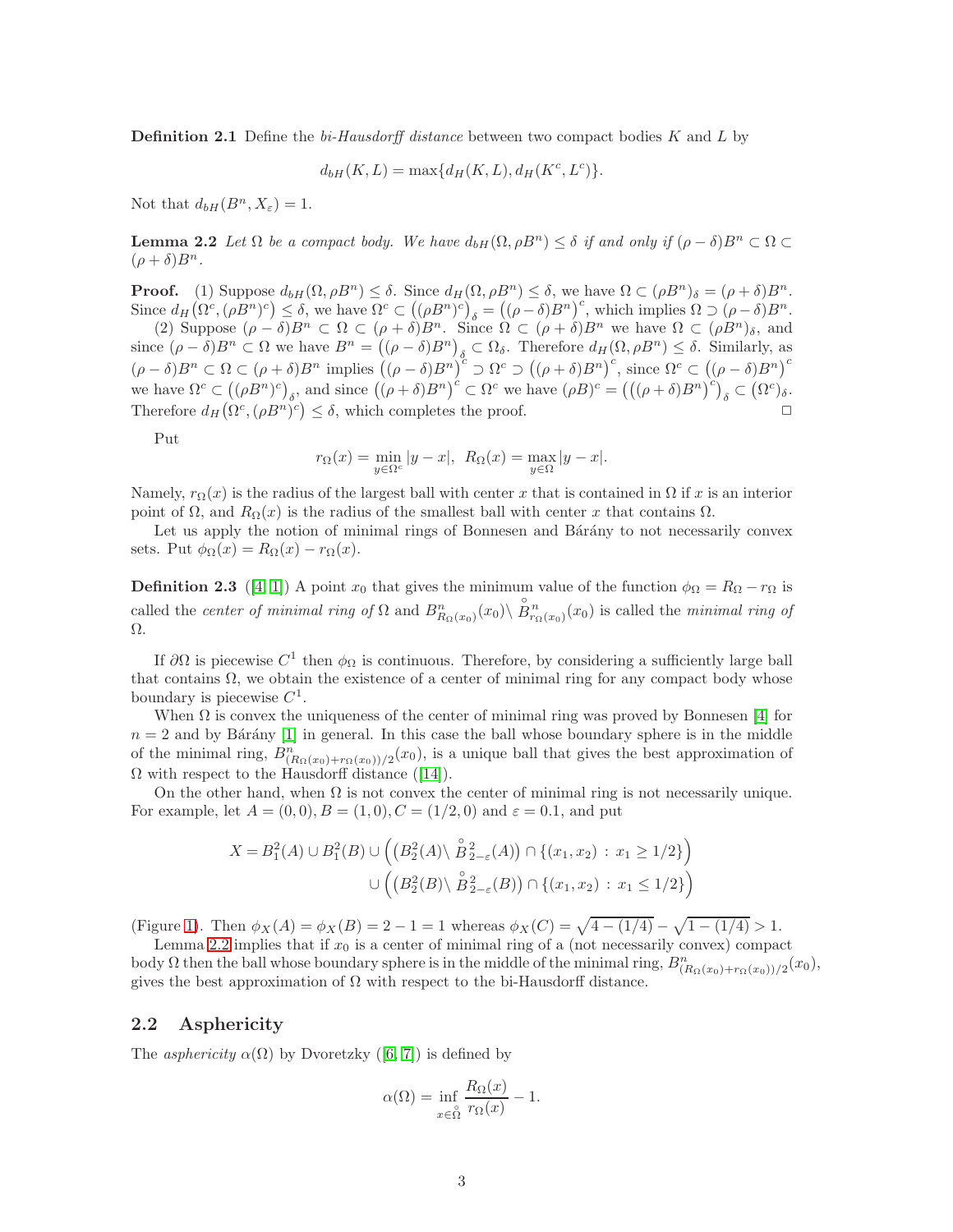**Definition 2.1** Define the *bi-Hausdorff distance* between two compact bodies $K$ and $L$ by

$$d_{bH}(K,L) = \max\{d_H(K,L), d_H(K^c, L^c)\}.$$

Not that $d_{bH}(B^n, X_\varepsilon) = 1$.

**Lemma 2.2** *Let $\Omega$ be a compact body. We have $d_{bH}(\Omega, \rho B^n) \le \delta$ if and only if $(\rho-\delta)B^n \subset \Omega \subset (\rho+\delta)B^n$.*

**Proof.** (1) Suppose $d_{bH}(\Omega, \rho B^n) \le \delta$. Since $d_H(\Omega, \rho B^n) \le \delta$, we have $\Omega \subset (\rho B^n)_\delta = (\rho+\delta)B^n$. Since $d_H\big(\Omega^c, (\rho B^n)^c\big) \le \delta$, we have $\Omega^c \subset \big((\rho B^n)^c\big)_\delta = \big((\rho-\delta)B^n\big)^c$, which implies $\Omega \supset (\rho-\delta)B^n$.

(2) Suppose $(\rho-\delta)B^n \subset \Omega \subset (\rho+\delta)B^n$. Since $\Omega \subset (\rho+\delta)B^n$ we have $\Omega \subset (\rho B^n)_\delta$, and since $(\rho-\delta)B^n \subset \Omega$ we have $B^n = \big((\rho-\delta)B^n\big)_\delta \subset \Omega_\delta$. Therefore $d_H(\Omega, \rho B^n) \le \delta$. Similarly, as $(\rho-\delta)B^n \subset \Omega \subset (\rho+\delta)B^n$ implies $\big((\rho-\delta)B^n\big)^c \supset \Omega^c \supset \big((\rho+\delta)B^n\big)^c$, since $\Omega^c \subset \big((\rho-\delta)B^n\big)^c$ we have $\Omega^c \subset \big((\rho B^n)^c\big)_\delta$, and since $\big((\rho+\delta)B^n\big)^c \subset \Omega^c$ we have $(\rho B)^c = \Big(\big((\rho+\delta)B^n\big)^c\Big)_\delta \subset \big(\Omega^c\big)_\delta$. Therefore $d_H\big(\Omega^c, (\rho B^n)^c\big) \le \delta$, which completes the proof. □

Put

$$r_\Omega(x) = \min_{y\in\Omega^c} |y-x|, \;\; R_\Omega(x) = \max_{y\in\Omega} |y-x|.$$

Namely, $r_\Omega(x)$ is the radius of the largest ball with center $x$ that is contained in $\Omega$ if $x$ is an interior point of $\Omega$, and $R_\Omega(x)$ is the radius of the smallest ball with center $x$ that contains $\Omega$.

Let us apply the notion of minimal rings of Bonnesen and Bárány to not necessarily convex sets. Put $\phi_\Omega(x) = R_\Omega(x) - r_\Omega(x)$.

**Definition 2.3** ([4, 1]) A point $x_0$ that gives the minimum value of the function $\phi_\Omega = R_\Omega - r_\Omega$ is called the *center of minimal ring of* $\Omega$ and $B^n_{R_\Omega(x_0)}(x_0) \setminus \mathring{B}^n_{r_\Omega(x_0)}(x_0)$ is called the *minimal ring of* $\Omega$.

If $\partial\Omega$ is piecewise $C^1$ then $\phi_\Omega$ is continuous. Therefore, by considering a sufficiently large ball that contains $\Omega$, we obtain the existence of a center of minimal ring for any compact body whose boundary is piecewise $C^1$.

When $\Omega$ is convex the uniqueness of the center of minimal ring was proved by Bonnesen [4] for $n=2$ and by Bárány [1] in general. In this case the ball whose boundary sphere is in the middle of the minimal ring, $B^n_{(R_\Omega(x_0)+r_\Omega(x_0))/2}(x_0)$, is a unique ball that gives the best approximation of $\Omega$ with respect to the Hausdorff distance ([14]).

On the other hand, when $\Omega$ is not convex the center of minimal ring is not necessarily unique. For example, let $A=(0,0), B=(1,0), C=(1/2,0)$ and $\varepsilon = 0.1$, and put

$$\begin{aligned} X = B^2_1(A) \cup B^2_1(B) &\cup \Big(\big(B^2_2(A) \setminus \mathring{B}^2_{2-\varepsilon}(A)\big) \cap \{(x_1,x_2) \,:\, x_1 \ge 1/2\}\Big) \\ &\cup \Big(\big(B^2_2(B) \setminus \mathring{B}^2_{2-\varepsilon}(B)\big) \cap \{(x_1,x_2) \,:\, x_1 \le 1/2\}\Big) \end{aligned}$$

(Figure 1). Then $\phi_X(A) = \phi_X(B) = 2-1 = 1$ whereas $\phi_X(C) = \sqrt{4-(1/4)} - \sqrt{1-(1/4)} > 1$.

Lemma 2.2 implies that if $x_0$ is a center of minimal ring of a (not necessarily convex) compact body $\Omega$ then the ball whose boundary sphere is in the middle of the minimal ring, $B^n_{(R_\Omega(x_0)+r_\Omega(x_0))/2}(x_0)$, gives the best approximation of $\Omega$ with respect to the bi-Hausdorff distance.

## 2.2 Asphericity

The *asphericity* $\alpha(\Omega)$ by Dvoretzky ([6, 7]) is defined by

$$\alpha(\Omega) = \inf_{x\in\mathring{\Omega}} \frac{R_\Omega(x)}{r_\Omega(x)} - 1.$$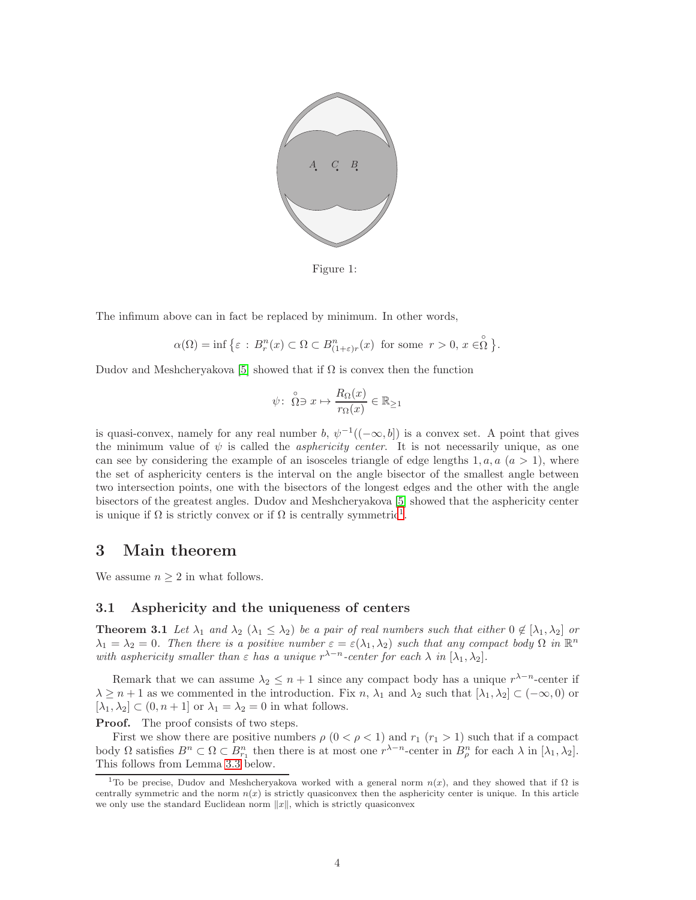Figure 1:

The infimum above can in fact be replaced by minimum. In other words,

$$\alpha(\Omega) = \inf\left\{\varepsilon \,:\, B^n_r(x) \subset \Omega \subset B^n_{(1+\varepsilon)r}(x) \;\text{ for some }\; r>0,\, x \in \overset{\circ}{\Omega}\right\}.$$

Dudov and Meshcheryakova [5] showed that if $\Omega$ is convex then the function

$$\psi\colon\; \overset{\circ}{\Omega} \ni x \mapsto \frac{R_\Omega(x)}{r_\Omega(x)} \in \mathbb{R}_{\ge 1}$$

is quasi-convex, namely for any real number $b$, $\psi^{-1}((-\infty, b])$ is a convex set. A point that gives the minimum value of $\psi$ is called the *asphericity center*. It is not necessarily unique, as one can see by considering the example of an isosceles triangle of edge lengths $1, a, a$ ($a > 1$), where the set of asphericity centers is the interval on the angle bisector of the smallest angle between two intersection points, one with the bisectors of the longest edges and the other with the angle bisectors of the greatest angles. Dudov and Meshcheryakova [5] showed that the asphericity center is unique if $\Omega$ is strictly convex or if $\Omega$ is centrally symmetric[1].

## 3 Main theorem

We assume $n \ge 2$ in what follows.

### 3.1 Asphericity and the uniqueness of centers

**Theorem 3.1** *Let $\lambda_1$ and $\lambda_2$ ($\lambda_1 \le \lambda_2$) be a pair of real numbers such that either $0 \notin [\lambda_1, \lambda_2]$ or $\lambda_1 = \lambda_2 = 0$. Then there is a positive number $\varepsilon = \varepsilon(\lambda_1, \lambda_2)$ such that any compact body $\Omega$ in $\mathbb{R}^n$ with asphericity smaller than $\varepsilon$ has a unique $r^{\lambda-n}$-center for each $\lambda$ in $[\lambda_1, \lambda_2]$.*

Remark that we can assume $\lambda_2 \le n+1$ since any compact body has a unique $r^{\lambda-n}$-center if $\lambda \ge n+1$ as we commented in the introduction. Fix $n$, $\lambda_1$ and $\lambda_2$ such that $[\lambda_1, \lambda_2] \subset (-\infty, 0)$ or $[\lambda_1, \lambda_2] \subset (0, n+1]$ or $\lambda_1 = \lambda_2 = 0$ in what follows.

**Proof.** The proof consists of two steps.

First we show there are positive numbers $\rho$ ($0 < \rho < 1$) and $r_1$ ($r_1 > 1$) such that if a compact body $\Omega$ satisfies $B^n \subset \Omega \subset B^n_{r_1}$ then there is at most one $r^{\lambda-n}$-center in $B^n_\rho$ for each $\lambda$ in $[\lambda_1, \lambda_2]$. This follows from Lemma 3.3 below.

[1] To be precise, Dudov and Meshcheryakova worked with a general norm $n(x)$, and they showed that if $\Omega$ is centrally symmetric and the norm $n(x)$ is strictly quasiconvex then the asphericity center is unique. In this article we only use the standard Euclidean norm $\|x\|$, which is strictly quasiconvex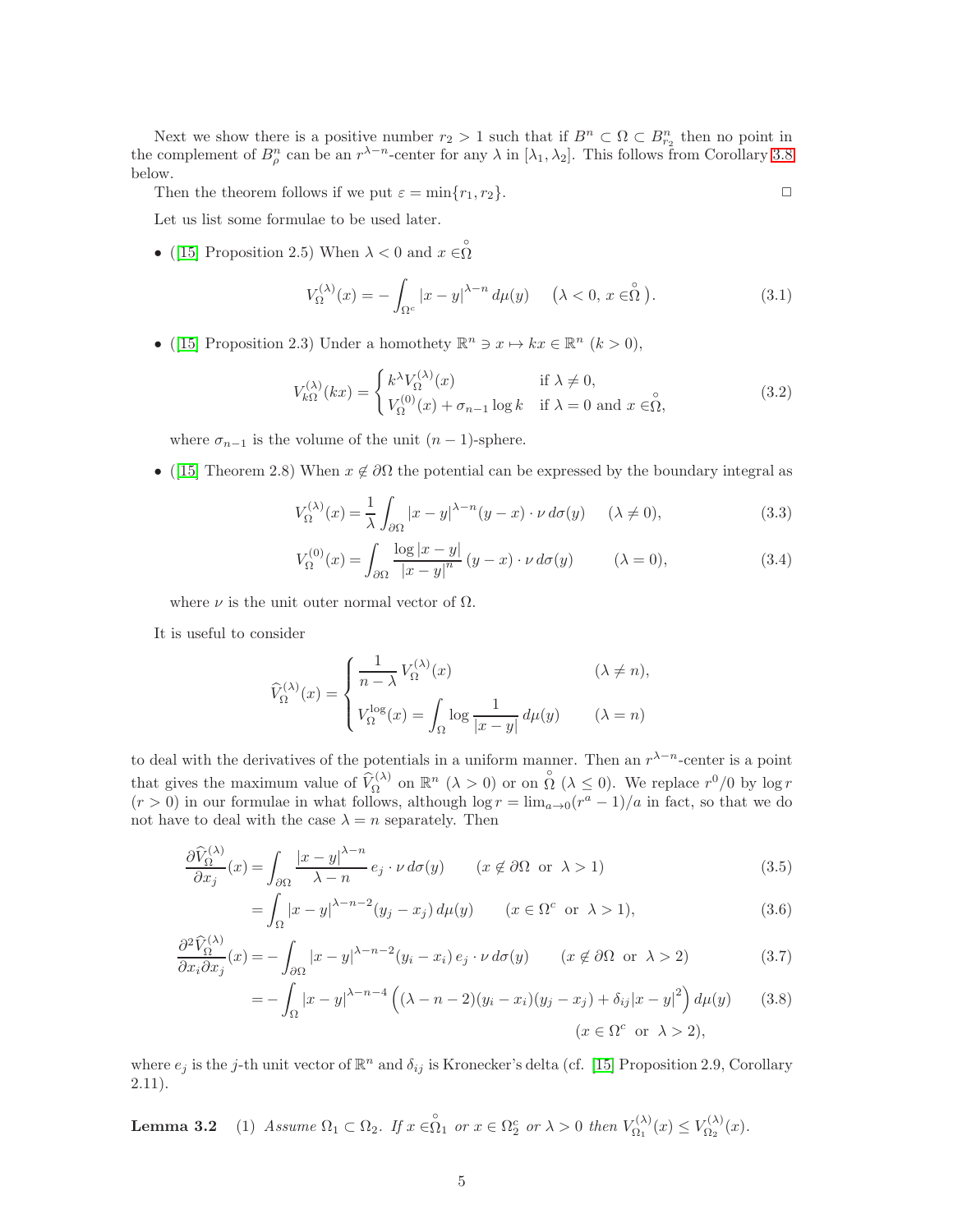Next we show there is a positive number $r_2 > 1$ such that if $B^n \subset \Omega \subset B^n_{r_2}$ then no point in the complement of $B^n_\rho$ can be an $r^{\lambda-n}$-center for any $\lambda$ in $[\lambda_1, \lambda_2]$. This follows from Corollary 3.8 below.

Then the theorem follows if we put $\varepsilon = \min\{r_1, r_2\}$. □

Let us list some formulae to be used later.

- ([15] Proposition 2.5) When $\lambda < 0$ and $x \in \overset{\circ}{\Omega}$

$$V^{(\lambda)}_\Omega(x) = -\int_{\Omega^c} |x-y|^{\lambda-n}\, d\mu(y) \quad \big(\lambda < 0,\, x \in \overset{\circ}{\Omega}\,\big). \tag{3.1}$$

- ([15] Proposition 2.3) Under a homothety $\mathbb{R}^n \ni x \mapsto kx \in \mathbb{R}^n$ $(k > 0)$,

$$V^{(\lambda)}_{k\Omega}(kx) = \begin{cases} k^\lambda V^{(\lambda)}_\Omega(x) & \text{if } \lambda \neq 0, \\ V^{(0)}_\Omega(x) + \sigma_{n-1}\log k & \text{if } \lambda = 0 \text{ and } x \in \overset{\circ}{\Omega}, \end{cases} \tag{3.2}$$

where $\sigma_{n-1}$ is the volume of the unit $(n-1)$-sphere.

- ([15] Theorem 2.8) When $x \notin \partial\Omega$ the potential can be expressed by the boundary integral as

$$V^{(\lambda)}_\Omega(x) = \frac{1}{\lambda}\int_{\partial\Omega} |x-y|^{\lambda-n}(y-x)\cdot\nu\, d\sigma(y) \quad (\lambda \neq 0), \tag{3.3}$$

$$V^{(0)}_\Omega(x) = \int_{\partial\Omega} \frac{\log|x-y|}{|x-y|^n}\,(y-x)\cdot\nu\, d\sigma(y) \qquad (\lambda = 0), \tag{3.4}$$

where $\nu$ is the unit outer normal vector of $\Omega$.

It is useful to consider

$$\widehat{V}^{(\lambda)}_\Omega(x) = \begin{cases} \dfrac{1}{n-\lambda}\, V^{(\lambda)}_\Omega(x) & (\lambda \neq n), \\[2ex] V^{\log}_\Omega(x) = \displaystyle\int_\Omega \log\frac{1}{|x-y|}\, d\mu(y) & (\lambda = n) \end{cases}$$

to deal with the derivatives of the potentials in a uniform manner. Then an $r^{\lambda-n}$-center is a point that gives the maximum value of $\widehat{V}^{(\lambda)}_\Omega$ on $\mathbb{R}^n$ $(\lambda > 0)$ or on $\overset{\circ}{\Omega}$ $(\lambda \le 0)$. We replace $r^0/0$ by $\log r$ $(r > 0)$ in our formulae in what follows, although $\log r = \lim_{a\to 0}(r^a - 1)/a$ in fact, so that we do not have to deal with the case $\lambda = n$ separately. Then

$$\frac{\partial \widehat{V}^{(\lambda)}_\Omega}{\partial x_j}(x) = \int_{\partial\Omega} \frac{|x-y|^{\lambda-n}}{\lambda-n}\, e_j\cdot\nu\, d\sigma(y) \qquad (x \notin \partial\Omega \text{ or } \lambda > 1) \tag{3.5}$$

$$= \int_\Omega |x-y|^{\lambda-n-2}(y_j - x_j)\, d\mu(y) \qquad (x \in \Omega^c \text{ or } \lambda > 1), \tag{3.6}$$

$$\frac{\partial^2 \widehat{V}^{(\lambda)}_\Omega}{\partial x_i \partial x_j}(x) = -\int_{\partial\Omega} |x-y|^{\lambda-n-2}(y_i - x_i)\, e_j\cdot\nu\, d\sigma(y) \qquad (x \notin \partial\Omega \text{ or } \lambda > 2) \tag{3.7}$$

$$= -\int_\Omega |x-y|^{\lambda-n-4}\left((\lambda-n-2)(y_i-x_i)(y_j-x_j) + \delta_{ij}|x-y|^2\right) d\mu(y) \tag{3.8}$$

$$(x \in \Omega^c \text{ or } \lambda > 2),$$

where $e_j$ is the $j$-th unit vector of $\mathbb{R}^n$ and $\delta_{ij}$ is Kronecker's delta (cf. [15] Proposition 2.9, Corollary 2.11).

**Lemma 3.2** (1) *Assume $\Omega_1 \subset \Omega_2$. If $x \in \overset{\circ}{\Omega}_1$ or $x \in \Omega_2^c$ or $\lambda > 0$ then $V^{(\lambda)}_{\Omega_1}(x) \le V^{(\lambda)}_{\Omega_2}(x)$.*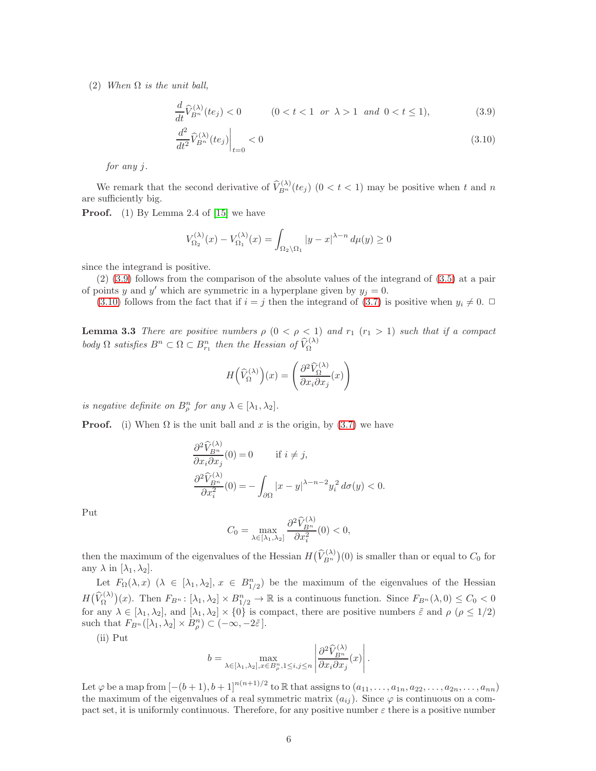(2) *When $\Omega$ is the unit ball,*

$$\frac{d}{dt}\widehat{V}^{(\lambda)}_{B^n}(te_j) < 0 \qquad (0 < t < 1 \;\; \text{or} \;\; \lambda > 1 \;\; \text{and} \;\; 0 < t \leq 1), \tag{3.9}$$

$$\left.\frac{d^2}{dt^2}\widehat{V}^{(\lambda)}_{B^n}(te_j)\right|_{t=0} < 0 \tag{3.10}$$

*for any $j$.*

We remark that the second derivative of $\widehat{V}^{(\lambda)}_{B^n}(te_j)$ $(0 < t < 1)$ may be positive when $t$ and $n$ are sufficiently big.

**Proof.** (1) By Lemma 2.4 of [15] we have

$$V^{(\lambda)}_{\Omega_2}(x) - V^{(\lambda)}_{\Omega_1}(x) = \int_{\Omega_2 \setminus \Omega_1} |y - x|^{\lambda - n}\, d\mu(y) \geq 0$$

since the integrand is positive.

(2) (3.9) follows from the comparison of the absolute values of the integrand of (3.5) at a pair of points $y$ and $y'$ which are symmetric in a hyperplane given by $y_j = 0$.

(3.10) follows from the fact that if $i = j$ then the integrand of (3.7) is positive when $y_i \neq 0$. $\square$

**Lemma 3.3** *There are positive numbers $\rho$ $(0 < \rho < 1)$ and $r_1$ $(r_1 > 1)$ such that if a compact body $\Omega$ satisfies $B^n \subset \Omega \subset B^n_{r_1}$ then the Hessian of $\widehat{V}^{(\lambda)}_{\Omega}$*

$$H\big(\widehat{V}^{(\lambda)}_{\Omega}\big)(x) = \left(\frac{\partial^2 \widehat{V}^{(\lambda)}_{\Omega}}{\partial x_i \partial x_j}(x)\right)$$

*is negative definite on $B^n_\rho$ for any $\lambda \in [\lambda_1, \lambda_2]$.*

**Proof.** (i) When $\Omega$ is the unit ball and $x$ is the origin, by (3.7) we have

$$\frac{\partial^2 \widehat{V}^{(\lambda)}_{B^n}}{\partial x_i \partial x_j}(0) = 0 \qquad \text{if } i \neq j,$$

$$\frac{\partial^2 \widehat{V}^{(\lambda)}_{B^n}}{\partial x_i^2}(0) = -\int_{\partial\Omega} |x - y|^{\lambda - n - 2} y_i^2 \, d\sigma(y) < 0.$$

Put

$$C_0 = \max_{\lambda \in [\lambda_1, \lambda_2]} \frac{\partial^2 \widehat{V}^{(\lambda)}_{B^n}}{\partial x_i^2}(0) < 0,$$

then the maximum of the eigenvalues of the Hessian $H\big(\widehat{V}^{(\lambda)}_{B^n}\big)(0)$ is smaller than or equal to $C_0$ for any $\lambda$ in $[\lambda_1, \lambda_2]$.

Let $F_\Omega(\lambda, x)$ $(\lambda \in [\lambda_1, \lambda_2],\, x \in B^n_{1/2})$ be the maximum of the eigenvalues of the Hessian $H\big(\widehat{V}^{(\lambda)}_{\Omega}\big)(x)$. Then $F_{B^n} \colon [\lambda_1, \lambda_2] \times B^n_{1/2} \to \mathbb{R}$ is a continuous function. Since $F_{B^n}(\lambda, 0) \leq C_0 < 0$ for any $\lambda \in [\lambda_1, \lambda_2]$, and $[\lambda_1, \lambda_2] \times \{0\}$ is compact, there are positive numbers $\tilde{\varepsilon}$ and $\rho$ $(\rho \leq 1/2)$ such that $F_{B^n}([\lambda_1, \lambda_2] \times B^n_\rho) \subset (-\infty, -2\tilde{\varepsilon}]$.

(ii) Put

$$b = \max_{\lambda \in [\lambda_1, \lambda_2], x \in B^n_\rho, 1 \leq i,j \leq n} \left| \frac{\partial^2 \widehat{V}^{(\lambda)}_{B^n}}{\partial x_i \partial x_j}(x) \right|.$$

Let $\varphi$ be a map from $[-(b+1), b+1]^{n(n+1)/2}$ to $\mathbb{R}$ that assigns to $(a_{11}, \dots, a_{1n}, a_{22}, \dots, a_{2n}, \dots, a_{nn})$ the maximum of the eigenvalues of a real symmetric matrix $(a_{ij})$. Since $\varphi$ is continuous on a compact set, it is uniformly continuous. Therefore, for any positive number $\varepsilon$ there is a positive number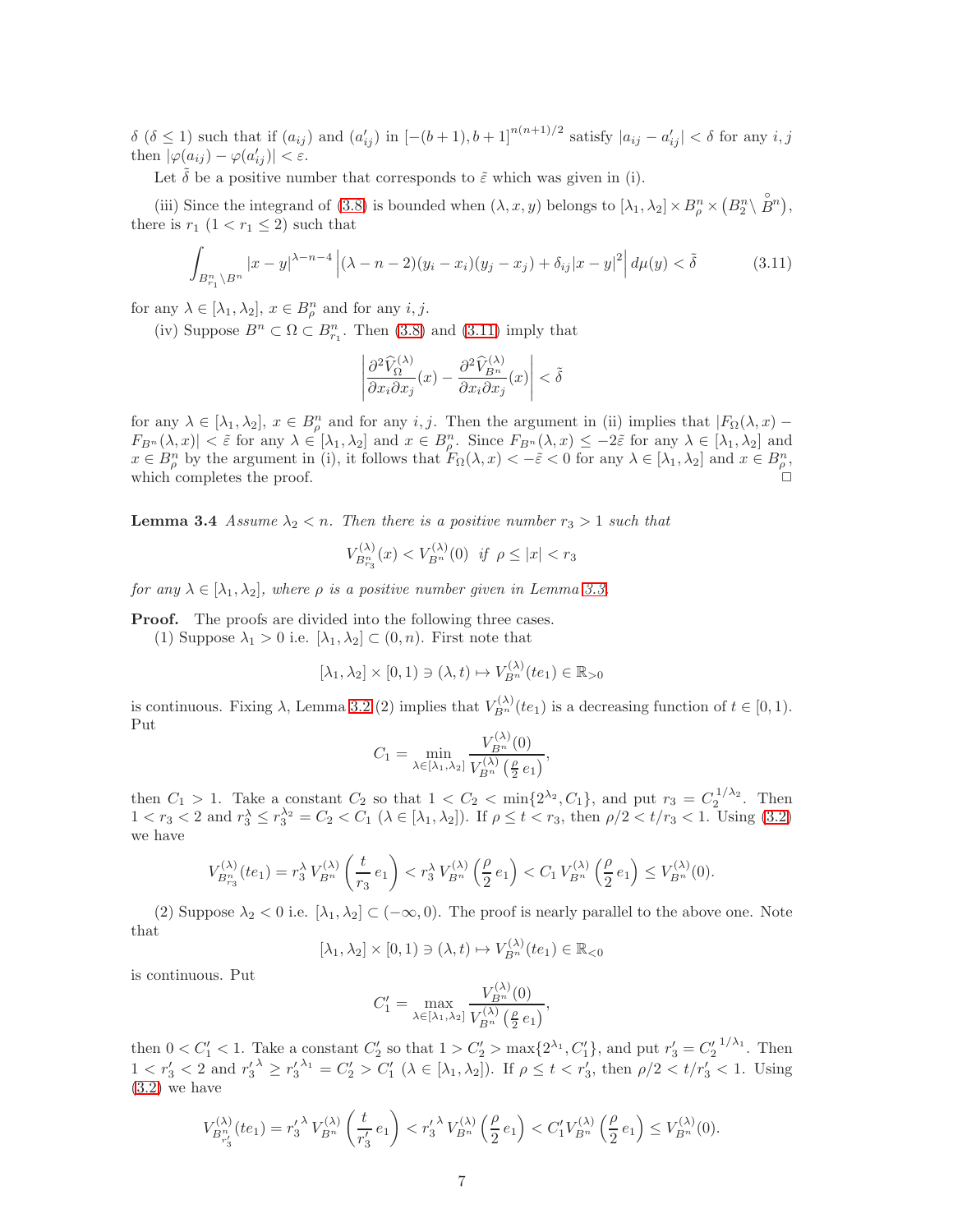$\delta$ ($\delta \le 1$) such that if $(a_{ij})$ and $(a'_{ij})$ in $[-(b+1), b+1]^{n(n+1)/2}$ satisfy $|a_{ij} - a'_{ij}| < \delta$ for any $i, j$ then $|\varphi(a_{ij}) - \varphi(a'_{ij})| < \varepsilon$.

Let $\tilde\delta$ be a positive number that corresponds to $\tilde\varepsilon$ which was given in (i).

(iii) Since the integrand of (3.8) is bounded when $(\lambda, x, y)$ belongs to $[\lambda_1, \lambda_2] \times B^n_\rho \times \left(B^n_2 \setminus \overset{\circ}{B}{}^n\right)$, there is $r_1$ ($1 < r_1 \le 2$) such that

$$\int_{B^n_{r_1}\setminus B^n} |x-y|^{\lambda-n-4} \left|(\lambda - n - 2)(y_i - x_i)(y_j - x_j) + \delta_{ij}|x-y|^2\right| d\mu(y) < \tilde\delta \tag{3.11}$$

for any $\lambda \in [\lambda_1, \lambda_2]$, $x \in B^n_\rho$ and for any $i, j$.

(iv) Suppose $B^n \subset \Omega \subset B^n_{r_1}$. Then (3.8) and (3.11) imply that

$$\left|\frac{\partial^2 \widehat{V}^{(\lambda)}_\Omega}{\partial x_i \partial x_j}(x) - \frac{\partial^2 \widehat{V}^{(\lambda)}_{B^n}}{\partial x_i \partial x_j}(x)\right| < \tilde\delta$$

for any $\lambda \in [\lambda_1, \lambda_2]$, $x \in B^n_\rho$ and for any $i, j$. Then the argument in (ii) implies that $|F_\Omega(\lambda, x) - F_{B^n}(\lambda, x)| < \tilde\varepsilon$ for any $\lambda \in [\lambda_1, \lambda_2]$ and $x \in B^n_\rho$. Since $F_{B^n}(\lambda, x) \le -2\tilde\varepsilon$ for any $\lambda \in [\lambda_1, \lambda_2]$ and $x \in B^n_\rho$ by the argument in (i), it follows that $F_\Omega(\lambda, x) < -\tilde\varepsilon < 0$ for any $\lambda \in [\lambda_1, \lambda_2]$ and $x \in B^n_\rho$, which completes the proof. $\square$

**Lemma 3.4** *Assume $\lambda_2 < n$. Then there is a positive number $r_3 > 1$ such that*

$$V^{(\lambda)}_{B^n_{r_3}}(x) < V^{(\lambda)}_{B^n}(0) \;\; \text{if} \;\; \rho \le |x| < r_3$$

*for any $\lambda \in [\lambda_1, \lambda_2]$, where $\rho$ is a positive number given in Lemma 3.3.*

**Proof.** The proofs are divided into the following three cases.

(1) Suppose $\lambda_1 > 0$ i.e. $[\lambda_1, \lambda_2] \subset (0, n)$. First note that

$$[\lambda_1, \lambda_2] \times [0, 1) \ni (\lambda, t) \mapsto V^{(\lambda)}_{B^n}(te_1) \in \mathbb{R}_{>0}$$

is continuous. Fixing $\lambda$, Lemma 3.2 (2) implies that $V^{(\lambda)}_{B^n}(te_1)$ is a decreasing function of $t \in [0, 1)$. Put

$$C_1 = \min_{\lambda \in [\lambda_1, \lambda_2]} \frac{V^{(\lambda)}_{B^n}(0)}{V^{(\lambda)}_{B^n}\left(\frac{\rho}{2}e_1\right)},$$

then $C_1 > 1$. Take a constant $C_2$ so that $1 < C_2 < \min\{2^{\lambda_2}, C_1\}$, and put $r_3 = C_2^{\,1/\lambda_2}$. Then $1 < r_3 < 2$ and $r_3^\lambda \le r_3^{\lambda_2} = C_2 < C_1$ ($\lambda \in [\lambda_1, \lambda_2]$). If $\rho \le t < r_3$, then $\rho/2 < t/r_3 < 1$. Using (3.2) we have

$$V^{(\lambda)}_{B^n_{r_3}}(te_1) = r_3^\lambda \, V^{(\lambda)}_{B^n}\left(\frac{t}{r_3}e_1\right) < r_3^\lambda \, V^{(\lambda)}_{B^n}\left(\frac{\rho}{2}e_1\right) < C_1 \, V^{(\lambda)}_{B^n}\left(\frac{\rho}{2}e_1\right) \le V^{(\lambda)}_{B^n}(0).$$

(2) Suppose $\lambda_2 < 0$ i.e. $[\lambda_1, \lambda_2] \subset (-\infty, 0)$. The proof is nearly parallel to the above one. Note that

$$[\lambda_1, \lambda_2] \times [0, 1) \ni (\lambda, t) \mapsto V^{(\lambda)}_{B^n}(te_1) \in \mathbb{R}_{<0}$$

is continuous. Put

$$C'_1 = \max_{\lambda \in [\lambda_1, \lambda_2]} \frac{V^{(\lambda)}_{B^n}(0)}{V^{(\lambda)}_{B^n}\left(\frac{\rho}{2}e_1\right)},$$

then $0 < C'_1 < 1$. Take a constant $C'_2$ so that $1 > C'_2 > \max\{2^{\lambda_1}, C'_1\}$, and put $r'_3 = {C'_2}^{\,1/\lambda_1}$. Then $1 < r'_3 < 2$ and ${r'_3}^{\lambda} \ge {r'_3}^{\lambda_1} = C'_2 > C'_1$ ($\lambda \in [\lambda_1, \lambda_2]$). If $\rho \le t < r'_3$, then $\rho/2 < t/r'_3 < 1$. Using (3.2) we have

$$V^{(\lambda)}_{B^n_{r'_3}}(te_1) = {r'_3}^{\lambda} \, V^{(\lambda)}_{B^n}\left(\frac{t}{r'_3}e_1\right) < {r'_3}^{\lambda} \, V^{(\lambda)}_{B^n}\left(\frac{\rho}{2}e_1\right) < C'_1 V^{(\lambda)}_{B^n}\left(\frac{\rho}{2}e_1\right) \le V^{(\lambda)}_{B^n}(0).$$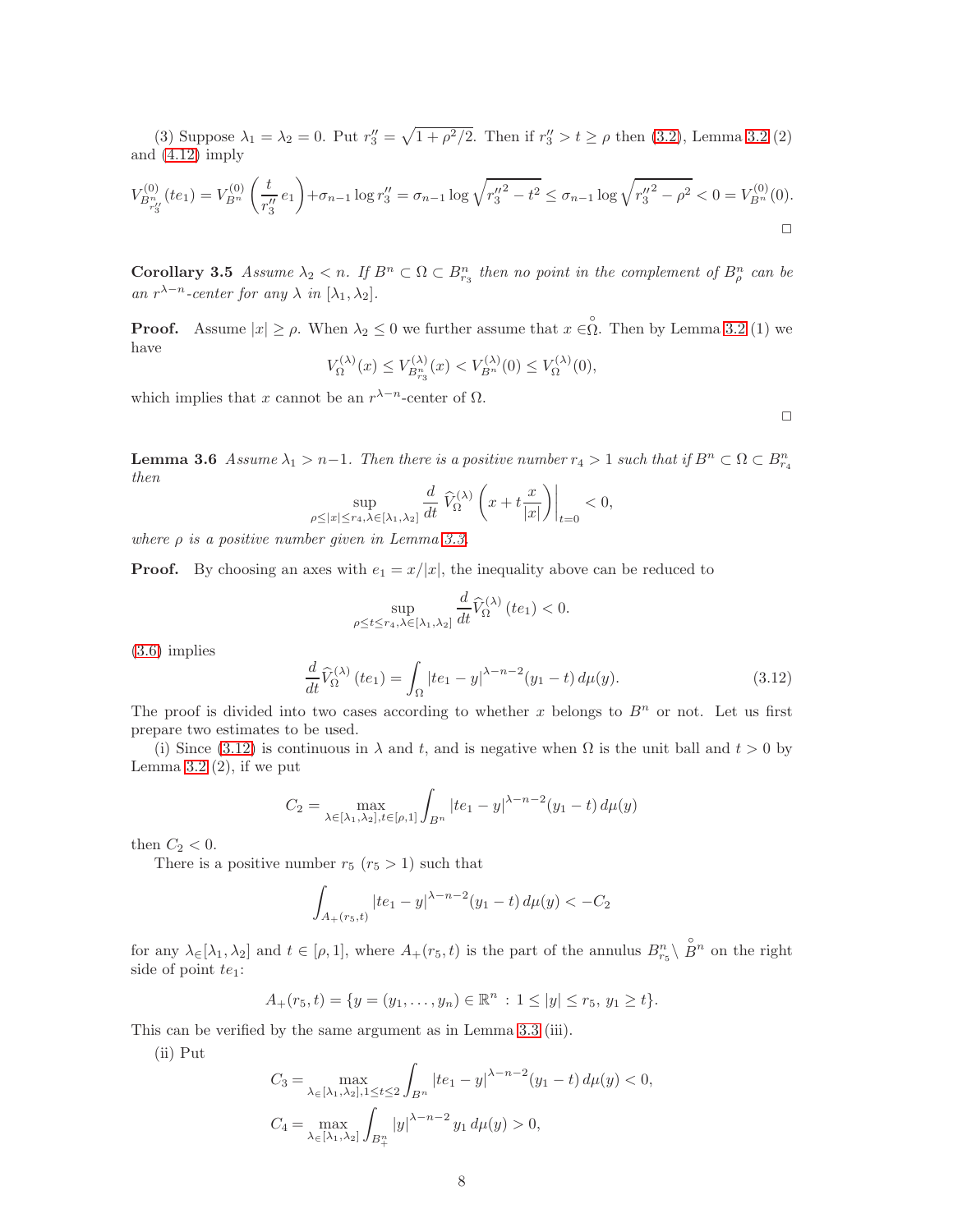(3) Suppose $\lambda_1 = \lambda_2 = 0$. Put $r_3'' = \sqrt{1+\rho^2/2}$. Then if $r_3'' > t \ge \rho$ then (3.2), Lemma 3.2 (2) and (4.12) imply

$$V_{B^n_{r_3''}}^{(0)}(te_1) = V_{B^n}^{(0)}\left(\frac{t}{r_3''}\,e_1\right) + \sigma_{n-1}\log r_3'' = \sigma_{n-1}\log\sqrt{{r_3''}^2 - t^2} \le \sigma_{n-1}\log\sqrt{{r_3''}^2-\rho^2} < 0 = V_{B^n}^{(0)}(0).$$

□

**Corollary 3.5** *Assume $\lambda_2 < n$. If $B^n \subset \Omega \subset B^n_{r_3}$ then no point in the complement of $B^n_\rho$ can be an $r^{\lambda-n}$-center for any $\lambda$ in $[\lambda_1,\lambda_2]$.*

**Proof.** Assume $|x| \ge \rho$. When $\lambda_2 \le 0$ we further assume that $x \in \overset{\circ}{\Omega}$. Then by Lemma 3.2 (1) we have

$$V_\Omega^{(\lambda)}(x) \le V_{B^n_{r_3}}^{(\lambda)}(x) < V_{B^n}^{(\lambda)}(0) \le V_\Omega^{(\lambda)}(0),$$

which implies that $x$ cannot be an $r^{\lambda-n}$-center of $\Omega$.

□

**Lemma 3.6** *Assume $\lambda_1 > n-1$. Then there is a positive number $r_4 > 1$ such that if $B^n \subset \Omega \subset B^n_{r_4}$ then*

$$\sup_{\rho \le |x| \le r_4, \lambda\in[\lambda_1,\lambda_2]} \frac{d}{dt}\,\widehat{V}_\Omega^{(\lambda)}\left(x + t\frac{x}{|x|}\right)\bigg|_{t=0} < 0,$$

*where $\rho$ is a positive number given in Lemma 3.3.*

**Proof.** By choosing an axes with $e_1 = x/|x|$, the inequality above can be reduced to

$$\sup_{\rho\le t\le r_4, \lambda\in[\lambda_1,\lambda_2]} \frac{d}{dt}\widehat{V}_\Omega^{(\lambda)}(te_1) < 0.$$

(3.6) implies

$$\frac{d}{dt}\widehat{V}_\Omega^{(\lambda)}(te_1) = \int_\Omega |te_1 - y|^{\lambda-n-2}(y_1 - t)\,d\mu(y). \tag{3.12}$$

The proof is divided into two cases according to whether $x$ belongs to $B^n$ or not. Let us first prepare two estimates to be used.

(i) Since (3.12) is continuous in $\lambda$ and $t$, and is negative when $\Omega$ is the unit ball and $t > 0$ by Lemma 3.2 (2), if we put

$$C_2 = \max_{\lambda\in[\lambda_1,\lambda_2], t\in[\rho,1]} \int_{B^n} |te_1 - y|^{\lambda-n-2}(y_1-t)\,d\mu(y)$$

then $C_2 < 0$.

There is a positive number $r_5$ ($r_5 > 1$) such that

$$\int_{A_+(r_5,t)} |te_1 - y|^{\lambda-n-2}(y_1-t)\,d\mu(y) < -C_2$$

for any $\lambda\in[\lambda_1,\lambda_2]$ and $t \in [\rho,1]$, where $A_+(r_5,t)$ is the part of the annulus $B^n_{r_5}\setminus \overset{\circ}{B^n}$ on the right side of point $te_1$:

$$A_+(r_5,t) = \{y = (y_1,\dots,y_n) \in \mathbb{R}^n \,:\, 1 \le |y| \le r_5,\, y_1 \ge t\}.$$

This can be verified by the same argument as in Lemma 3.3 (iii).

(ii) Put

$$C_3 = \max_{\lambda\in[\lambda_1,\lambda_2], 1\le t\le 2} \int_{B^n} |te_1 - y|^{\lambda-n-2}(y_1-t)\,d\mu(y) < 0,$$

$$C_4 = \max_{\lambda\in[\lambda_1,\lambda_2]} \int_{B^n_+} |y|^{\lambda-n-2}\,y_1\,d\mu(y) > 0,$$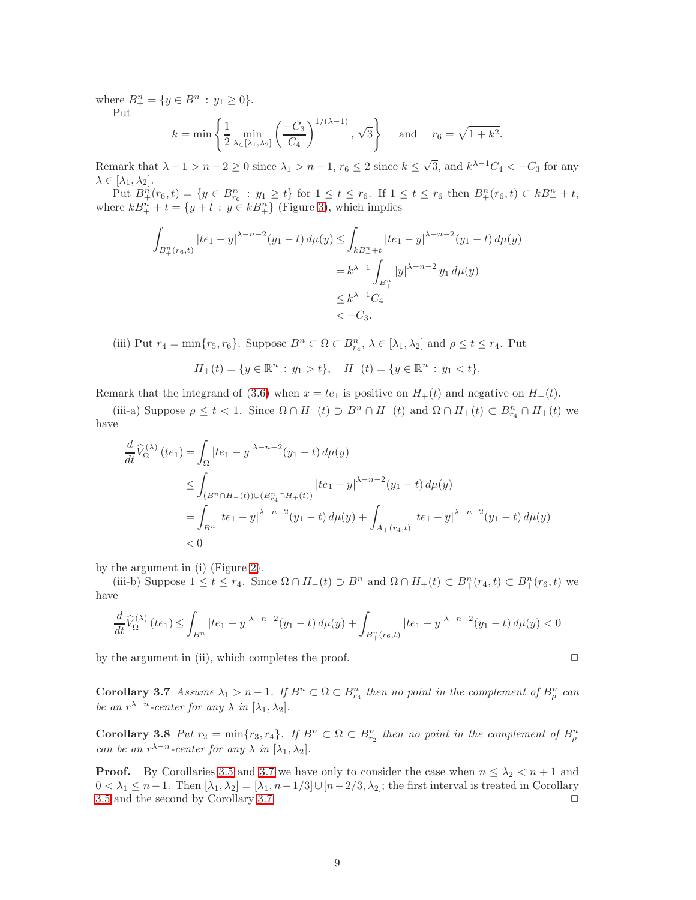where $B^n_+ = \{y \in B^n : y_1 \geq 0\}$.

Put

$$k = \min\left\{\frac{1}{2}\min_{\lambda\in[\lambda_1,\lambda_2]}\left(\frac{-C_3}{C_4}\right)^{1/(\lambda-1)}, \sqrt{3}\right\} \quad \text{ and } \quad r_6 = \sqrt{1+k^2}.$$

Remark that $\lambda - 1 > n-2 \geq 0$ since $\lambda_1 > n-1$, $r_6 \leq 2$ since $k \leq \sqrt{3}$, and $k^{\lambda-1}C_4 < -C_3$ for any $\lambda \in [\lambda_1, \lambda_2]$.

Put $B^n_+(r_6, t) = \{y \in B^n_{r_6} : y_1 \geq t\}$ for $1 \leq t \leq r_6$. If $1 \leq t \leq r_6$ then $B^n_+(r_6,t) \subset kB^n_+ + t$, where $kB^n_+ + t = \{y + t : y \in kB^n_+\}$ (Figure 3), which implies

$$\begin{aligned}
\int_{B^n_+(r_6,t)} |te_1 - y|^{\lambda-n-2}(y_1 - t)\, d\mu(y) &\leq \int_{kB^n_+ + t} |te_1 - y|^{\lambda-n-2}(y_1-t)\, d\mu(y) \\
&= k^{\lambda-1}\int_{B^n_+} |y|^{\lambda-n-2}\, y_1\, d\mu(y) \\
&\leq k^{\lambda-1}C_4 \\
&< -C_3.
\end{aligned}$$

(iii) Put $r_4 = \min\{r_5, r_6\}$. Suppose $B^n \subset \Omega \subset B^n_{r_4}$, $\lambda \in [\lambda_1, \lambda_2]$ and $\rho \leq t \leq r_4$. Put

$$H_+(t) = \{y \in \mathbb{R}^n : y_1 > t\}, \quad H_-(t) = \{y \in \mathbb{R}^n : y_1 < t\}.$$

Remark that the integrand of (3.6) when $x = te_1$ is positive on $H_+(t)$ and negative on $H_-(t)$.

(iii-a) Suppose $\rho \leq t < 1$. Since $\Omega \cap H_-(t) \supset B^n \cap H_-(t)$ and $\Omega \cap H_+(t) \subset B^n_{r_4} \cap H_+(t)$ we have

$$\begin{aligned}
\frac{d}{dt}\widehat{V}^{(\lambda)}_{\Omega}(te_1) &= \int_{\Omega} |te_1 - y|^{\lambda-n-2}(y_1-t)\, d\mu(y) \\
&\leq \int_{(B^n\cap H_-(t))\cup(B^n_{r_4}\cap H_+(t))} |te_1 - y|^{\lambda-n-2}(y_1-t)\, d\mu(y) \\
&= \int_{B^n} |te_1 - y|^{\lambda-n-2}(y_1-t)\, d\mu(y) + \int_{A_+(r_4,t)} |te_1-y|^{\lambda-n-2}(y_1-t)\, d\mu(y) \\
&< 0
\end{aligned}$$

by the argument in (i) (Figure 2).

(iii-b) Suppose $1 \leq t \leq r_4$. Since $\Omega \cap H_-(t) \supset B^n$ and $\Omega \cap H_+(t) \subset B^n_+(r_4, t) \subset B^n_+(r_6, t)$ we have

$$\frac{d}{dt}\widehat{V}^{(\lambda)}_{\Omega}(te_1) \leq \int_{B^n} |te_1 - y|^{\lambda-n-2}(y_1-t)\, d\mu(y) + \int_{B^n_+(r_6,t)} |te_1-y|^{\lambda-n-2}(y_1-t)\, d\mu(y) < 0$$

by the argument in (ii), which completes the proof. $\square$

**Corollary 3.7** *Assume $\lambda_1 > n-1$. If $B^n \subset \Omega \subset B^n_{r_4}$ then no point in the complement of $B^n_\rho$ can be an $r^{\lambda-n}$-center for any $\lambda$ in $[\lambda_1, \lambda_2]$.*

**Corollary 3.8** *Put $r_2 = \min\{r_3, r_4\}$. If $B^n \subset \Omega \subset B^n_{r_2}$ then no point in the complement of $B^n_\rho$ can be an $r^{\lambda-n}$-center for any $\lambda$ in $[\lambda_1, \lambda_2]$.*

**Proof.** By Corollaries 3.5 and 3.7 we have only to consider the case when $n \leq \lambda_2 < n+1$ and $0 < \lambda_1 \leq n-1$. Then $[\lambda_1, \lambda_2] = [\lambda_1, n-1/3] \cup [n-2/3, \lambda_2]$; the first interval is treated in Corollary 3.5 and the second by Corollary 3.7. $\square$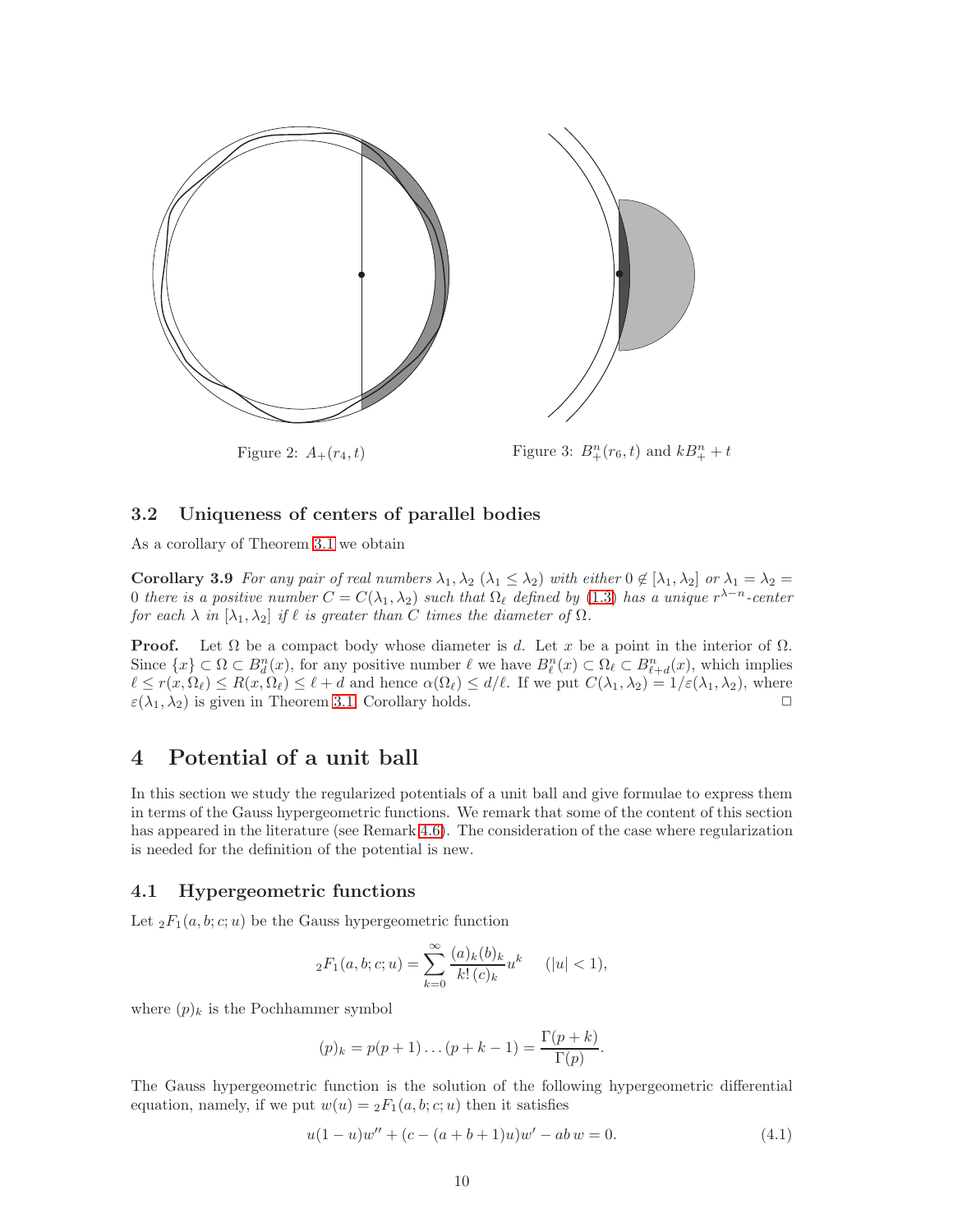Figure 2: $A_+(r_4, t)$

Figure 3: $B_+^n(r_6, t)$ and $kB_+^n + t$

### 3.2 Uniqueness of centers of parallel bodies

As a corollary of Theorem 3.1 we obtain

**Corollary 3.9** *For any pair of real numbers $\lambda_1, \lambda_2$ ($\lambda_1 \le \lambda_2$) with either $0 \notin [\lambda_1, \lambda_2]$ or $\lambda_1 = \lambda_2 = 0$ there is a positive number $C = C(\lambda_1, \lambda_2)$ such that $\Omega_\ell$ defined by (1.3) has a unique $r^{\lambda-n}$-center for each $\lambda$ in $[\lambda_1, \lambda_2]$ if $\ell$ is greater than $C$ times the diameter of $\Omega$.*

**Proof.** Let $\Omega$ be a compact body whose diameter is $d$. Let $x$ be a point in the interior of $\Omega$. Since $\{x\} \subset \Omega \subset B_d^n(x)$, for any positive number $\ell$ we have $B_\ell^n(x) \subset \Omega_\ell \subset B_{\ell+d}^n(x)$, which implies $\ell \le r(x, \Omega_\ell) \le R(x, \Omega_\ell) \le \ell + d$ and hence $\alpha(\Omega_\ell) \le d/\ell$. If we put $C(\lambda_1, \lambda_2) = 1/\varepsilon(\lambda_1, \lambda_2)$, where $\varepsilon(\lambda_1, \lambda_2)$ is given in Theorem 3.1, Corollary holds. □

## 4 Potential of a unit ball

In this section we study the regularized potentials of a unit ball and give formulae to express them in terms of the Gauss hypergeometric functions. We remark that some of the content of this section has appeared in the literature (see Remark 4.6). The consideration of the case where regularization is needed for the definition of the potential is new.

### 4.1 Hypergeometric functions

Let ${}_2F_1(a, b; c; u)$ be the Gauss hypergeometric function

$$
{}_2F_1(a, b; c; u) = \sum_{k=0}^{\infty} \frac{(a)_k (b)_k}{k!\,(c)_k} u^k \qquad (|u| < 1),
$$

where $(p)_k$ is the Pochhammer symbol

$$
(p)_k = p(p+1)\dots(p+k-1) = \frac{\Gamma(p+k)}{\Gamma(p)}.
$$

The Gauss hypergeometric function is the solution of the following hypergeometric differential equation, namely, if we put $w(u) = {}_2F_1(a, b; c; u)$ then it satisfies

$$
u(1-u)w'' + (c - (a+b+1)u)w' - ab\,w = 0. \tag{4.1}
$$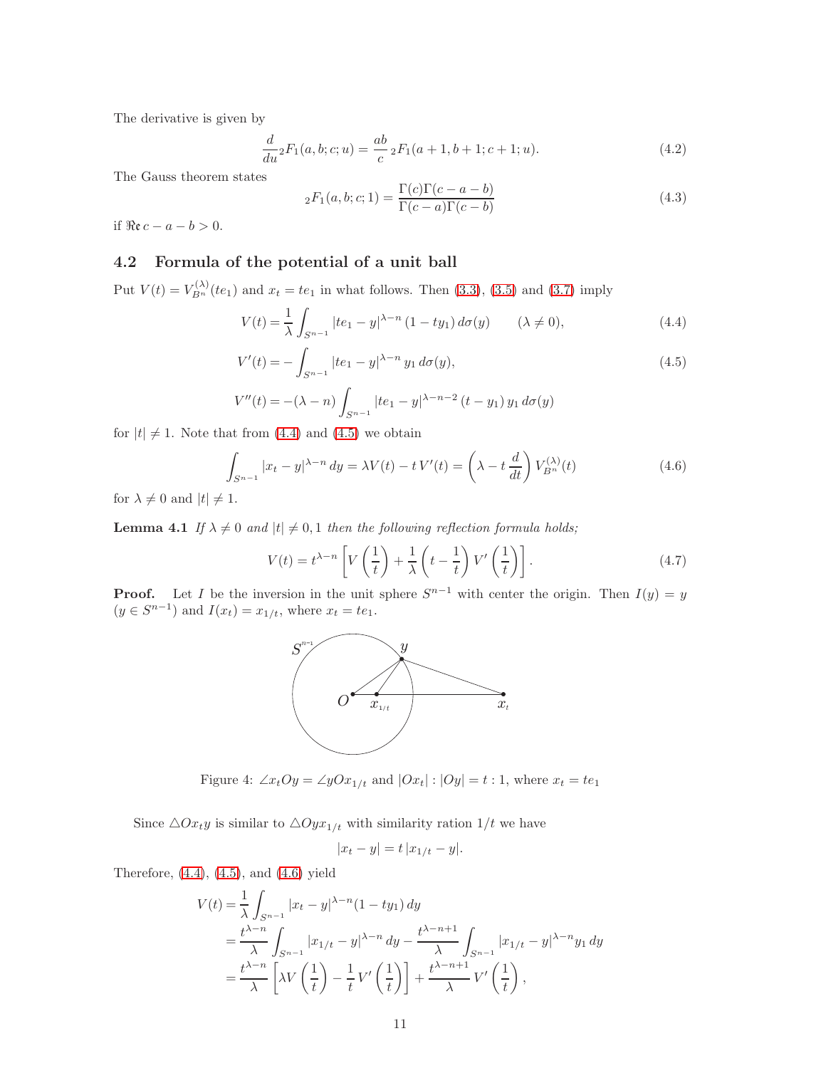The derivative is given by

$$\frac{d}{du}{}_2F_1(a,b;c;u) = \frac{ab}{c}\,{}_2F_1(a+1,b+1;c+1;u). \tag{4.2}$$

The Gauss theorem states

$${}_2F_1(a,b;c;1) = \frac{\Gamma(c)\Gamma(c-a-b)}{\Gamma(c-a)\Gamma(c-b)} \tag{4.3}$$

if $\mathfrak{Re}\, c-a-b>0$.

### 4.2 Formula of the potential of a unit ball

Put $V(t) = V_{B^n}^{(\lambda)}(te_1)$ and $x_t = te_1$ in what follows. Then (3.3), (3.5) and (3.7) imply

$$V(t) = \frac{1}{\lambda}\int_{S^{n-1}} |te_1 - y|^{\lambda-n}\,(1-ty_1)\,d\sigma(y) \qquad (\lambda\neq 0), \tag{4.4}$$

$$V'(t) = -\int_{S^{n-1}} |te_1 - y|^{\lambda-n}\,y_1\,d\sigma(y), \tag{4.5}$$

$$V''(t) = -(\lambda-n)\int_{S^{n-1}} |te_1 - y|^{\lambda-n-2}\,(t-y_1)\,y_1\,d\sigma(y)$$

for $|t|\neq 1$. Note that from (4.4) and (4.5) we obtain

$$\int_{S^{n-1}} |x_t - y|^{\lambda-n}\,dy = \lambda V(t) - t\,V'(t) = \left(\lambda - t\frac{d}{dt}\right)V_{B^n}^{(\lambda)}(t) \tag{4.6}$$

for $\lambda\neq 0$ and $|t|\neq 1$.

**Lemma 4.1** *If $\lambda\neq 0$ and $|t|\neq 0,1$ then the following reflection formula holds;*

$$V(t) = t^{\lambda-n}\left[V\left(\frac{1}{t}\right) + \frac{1}{\lambda}\left(t-\frac{1}{t}\right)V'\left(\frac{1}{t}\right)\right]. \tag{4.7}$$

**Proof.** Let $I$ be the inversion in the unit sphere $S^{n-1}$ with center the origin. Then $I(y)=y$ ($y\in S^{n-1}$) and $I(x_t) = x_{1/t}$, where $x_t = te_1$.

Figure 4: $\angle x_t O y = \angle y O x_{1/t}$ and $|Ox_t| : |Oy| = t:1$, where $x_t = te_1$

Since $\triangle O x_t y$ is similar to $\triangle O y x_{1/t}$ with similarity ration $1/t$ we have

$$|x_t - y| = t\,|x_{1/t} - y|.$$

Therefore, (4.4), (4.5), and (4.6) yield

$$\begin{aligned}
V(t) &= \frac{1}{\lambda}\int_{S^{n-1}} |x_t - y|^{\lambda-n}(1-ty_1)\,dy \\
&= \frac{t^{\lambda-n}}{\lambda}\int_{S^{n-1}} |x_{1/t} - y|^{\lambda-n}\,dy - \frac{t^{\lambda-n+1}}{\lambda}\int_{S^{n-1}} |x_{1/t} - y|^{\lambda-n} y_1\,dy \\
&= \frac{t^{\lambda-n}}{\lambda}\left[\lambda V\left(\frac{1}{t}\right) - \frac{1}{t}V'\left(\frac{1}{t}\right)\right] + \frac{t^{\lambda-n+1}}{\lambda}V'\left(\frac{1}{t}\right),
\end{aligned}$$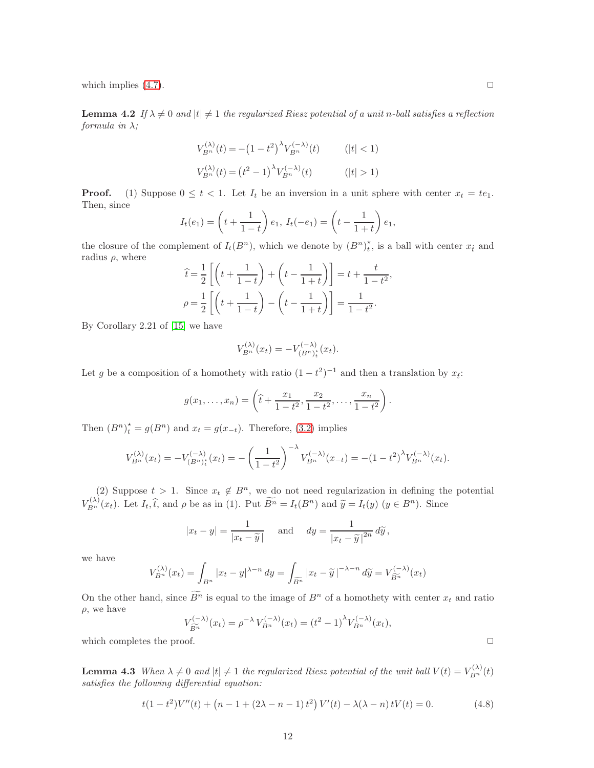which implies (4.7). □

**Lemma 4.2** *If $\lambda \neq 0$ and $|t| \neq 1$ the regularized Riesz potential of a unit n-ball satisfies a reflection formula in $\lambda$;*

$$V_{B^n}^{(\lambda)}(t) = -\big(1-t^2\big)^{\lambda} V_{B^n}^{(-\lambda)}(t) \qquad (|t|<1)$$

$$V_{B^n}^{(\lambda)}(t) = \big(t^2-1\big)^{\lambda} V_{B^n}^{(-\lambda)}(t) \qquad (|t|>1)$$

**Proof.** (1) Suppose $0 \le t < 1$. Let $I_t$ be an inversion in a unit sphere with center $x_t = te_1$. Then, since

$$I_t(e_1) = \left(t + \frac{1}{1-t}\right)e_1,\ I_t(-e_1) = \left(t - \frac{1}{1+t}\right)e_1,$$

the closure of the complement of $I_t(B^n)$, which we denote by $(B^n)^\star_t$, is a ball with center $x_{\hat{t}}$ and radius $\rho$, where

$$\widehat{t} = \frac{1}{2}\left[\left(t+\frac{1}{1-t}\right) + \left(t - \frac{1}{1+t}\right)\right] = t + \frac{t}{1-t^2},$$

$$\rho = \frac{1}{2}\left[\left(t+\frac{1}{1-t}\right) - \left(t - \frac{1}{1+t}\right)\right] = \frac{1}{1-t^2}.$$

By Corollary 2.21 of [15] we have

$$V_{B^n}^{(\lambda)}(x_t) = -V_{(B^n)^\star_t}^{(-\lambda)}(x_t).$$

Let $g$ be a composition of a homothety with ratio $(1-t^2)^{-1}$ and then a translation by $x_{\hat{t}}$:

$$g(x_1,\dots,x_n) = \left(\widehat{t} + \frac{x_1}{1-t^2}, \frac{x_2}{1-t^2}, \dots, \frac{x_n}{1-t^2}\right).$$

Then $(B^n)^\star_t = g(B^n)$ and $x_t = g(x_{-t})$. Therefore, (3.2) implies

$$V_{B^n}^{(\lambda)}(x_t) = -V_{(B^n)^\star_t}^{(-\lambda)}(x_t) = -\left(\frac{1}{1-t^2}\right)^{-\lambda} V_{B^n}^{(-\lambda)}(x_{-t}) = -(1-t^2)^{\lambda} V_{B^n}^{(-\lambda)}(x_t).$$

(2) Suppose $t > 1$. Since $x_t \notin B^n$, we do not need regularization in defining the potential $V_{B^n}^{(\lambda)}(x_t)$. Let $I_t, \widehat{t}$, and $\rho$ be as in (1). Put $\widetilde{B^n} = I_t(B^n)$ and $\widetilde{y} = I_t(y)$ $(y \in B^n)$. Since

$$|x_t - y| = \frac{1}{|x_t - \widetilde{y}\,|} \quad \text{ and } \quad dy = \frac{1}{|x_t - \widetilde{y}\,|^{2n}}\, d\widetilde{y},$$

we have

$$V_{B^n}^{(\lambda)}(x_t) = \int_{B^n} |x_t - y|^{\lambda - n}\, dy = \int_{\widetilde{B^n}} |x_t - \widetilde{y}\,|^{-\lambda-n}\, d\widetilde{y} = V_{\widetilde{B^n}}^{(-\lambda)}(x_t)$$

On the other hand, since $\widetilde{B^n}$ is equal to the image of $B^n$ of a homothety with center $x_t$ and ratio $\rho$, we have

$$V_{\widetilde{B^n}}^{(-\lambda)}(x_t) = \rho^{-\lambda}\, V_{B^n}^{(-\lambda)}(x_t) = (t^2-1)^{\lambda} V_{B^n}^{(-\lambda)}(x_t),$$

which completes the proof. □

**Lemma 4.3** *When $\lambda \neq 0$ and $|t| \neq 1$ the regularized Riesz potential of the unit ball $V(t) = V_{B^n}^{(\lambda)}(t)$ satisfies the following differential equation:*

$$t(1-t^2)V''(t) + \big(n-1+(2\lambda-n-1)\,t^2\big)\,V'(t) - \lambda(\lambda-n)\,tV(t) = 0. \tag{4.8}$$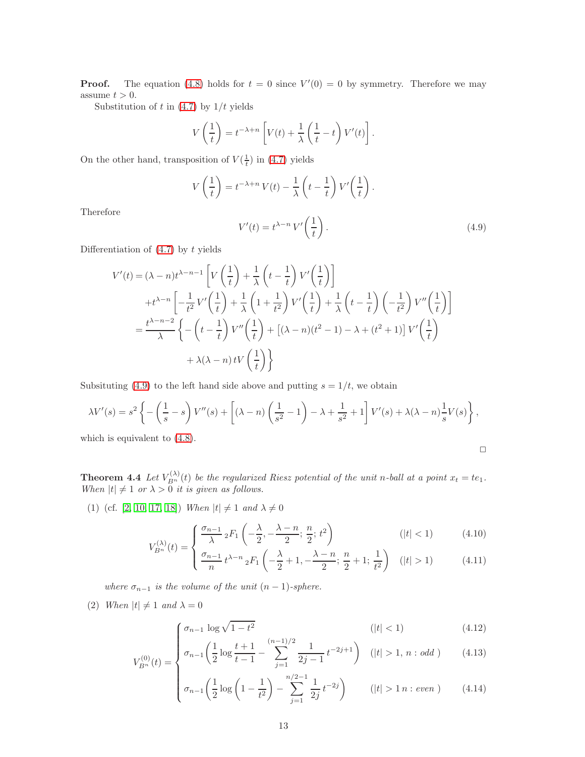**Proof.** The equation (4.8) holds for $t=0$ since $V'(0)=0$ by symmetry. Therefore we may assume $t>0$.

Substitution of $t$ in (4.7) by $1/t$ yields

$$V\left(\frac{1}{t}\right)=t^{-\lambda+n}\left[V(t)+\frac{1}{\lambda}\left(\frac{1}{t}-t\right)V'(t)\right].$$

On the other hand, transposition of $V(\frac{1}{t})$ in (4.7) yields

$$V\left(\frac{1}{t}\right)=t^{-\lambda+n}\,V(t)-\frac{1}{\lambda}\left(t-\frac{1}{t}\right)V'\!\left(\frac{1}{t}\right).$$

Therefore

$$V'(t)=t^{\lambda-n}\,V'\!\left(\frac{1}{t}\right). \tag{4.9}$$

Differentiation of (4.7) by $t$ yields

$$\begin{aligned}
V'(t)&=(\lambda-n)t^{\lambda-n-1}\left[V\left(\frac{1}{t}\right)+\frac{1}{\lambda}\left(t-\frac{1}{t}\right)V'\!\left(\frac{1}{t}\right)\right]\\
&\quad+t^{\lambda-n}\left[-\frac{1}{t^2}V'\!\left(\frac{1}{t}\right)+\frac{1}{\lambda}\left(1+\frac{1}{t^2}\right)V'\!\left(\frac{1}{t}\right)+\frac{1}{\lambda}\left(t-\frac{1}{t}\right)\left(-\frac{1}{t^2}\right)V''\!\left(\frac{1}{t}\right)\right]\\
&=\frac{t^{\lambda-n-2}}{\lambda}\left\{-\left(t-\frac{1}{t}\right)V''\!\left(\frac{1}{t}\right)+\left[(\lambda-n)(t^2-1)-\lambda+(t^2+1)\right]V'\!\left(\frac{1}{t}\right)\right.\\
&\qquad\left.+\lambda(\lambda-n)\,tV\left(\frac{1}{t}\right)\right\}
\end{aligned}$$

Subsituting (4.9) to the left hand side above and putting $s=1/t$, we obtain

$$\lambda V'(s)=s^2\left\{-\left(\frac{1}{s}-s\right)V''(s)+\left[(\lambda-n)\left(\frac{1}{s^2}-1\right)-\lambda+\frac{1}{s^2}+1\right]V'(s)+\lambda(\lambda-n)\frac{1}{s}V(s)\right\},$$

which is equivalent to (4.8).

□

**Theorem 4.4** *Let $V_{B^n}^{(\lambda)}(t)$ be the regularized Riesz potential of the unit $n$-ball at a point $x_t=te_1$. When $|t|\neq 1$ or $\lambda>0$ it is given as follows.*

(1) (cf. [2, 10, 17, 18]) *When $|t|\neq 1$ and $\lambda\neq 0$*

$$V_{B^n}^{(\lambda)}(t)=\begin{cases}\dfrac{\sigma_{n-1}}{\lambda}\,{}_2F_1\left(-\dfrac{\lambda}{2},-\dfrac{\lambda-n}{2};\,\dfrac{n}{2};\,t^2\right) & (|t|<1) \qquad (4.10)\\[2ex] \dfrac{\sigma_{n-1}}{n}\,t^{\lambda-n}\,{}_2F_1\left(-\dfrac{\lambda}{2}+1,-\dfrac{\lambda-n}{2};\,\dfrac{n}{2}+1;\,\dfrac{1}{t^2}\right) & (|t|>1) \qquad (4.11)\end{cases}$$

*where $\sigma_{n-1}$ is the volume of the unit $(n-1)$-sphere.*

(2) *When $|t|\neq 1$ and $\lambda=0$*

$$V_{B^n}^{(0)}(t)=\begin{cases}\sigma_{n-1}\,\log\sqrt{1-t^2} & (|t|<1) \qquad (4.12)\\[1ex] \sigma_{n-1}\left(\dfrac{1}{2}\log\dfrac{t+1}{t-1}-\displaystyle\sum_{j=1}^{(n-1)/2}\frac{1}{2j-1}\,t^{-2j+1}\right) & (|t|>1,\ n:\text{odd}) \qquad (4.13)\\[2ex] \sigma_{n-1}\left(\dfrac{1}{2}\log\left(1-\dfrac{1}{t^2}\right)-\displaystyle\sum_{j=1}^{n/2-1}\frac{1}{2j}\,t^{-2j}\right) & (|t|>1\ n:\text{even}) \qquad (4.14)\end{cases}$$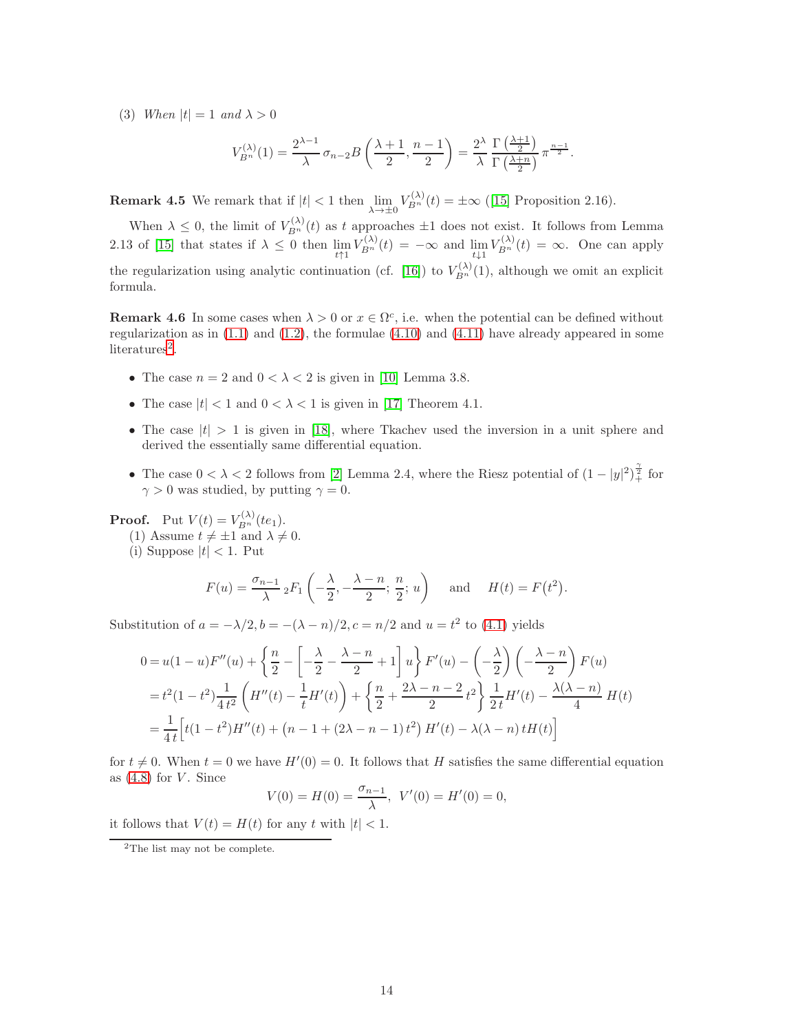(3) *When $|t| = 1$ and $\lambda > 0$*

$$V_{B^n}^{(\lambda)}(1) = \frac{2^{\lambda-1}}{\lambda}\,\sigma_{n-2} B\left(\frac{\lambda+1}{2}, \frac{n-1}{2}\right) = \frac{2^\lambda}{\lambda}\,\frac{\Gamma\left(\frac{\lambda+1}{2}\right)}{\Gamma\left(\frac{\lambda+n}{2}\right)}\,\pi^{\frac{n-1}{2}}.$$

**Remark 4.5** We remark that if $|t| < 1$ then $\lim_{\lambda\to\pm 0} V_{B^n}^{(\lambda)}(t) = \pm\infty$ ([15] Proposition 2.16).

When $\lambda \le 0$, the limit of $V_{B^n}^{(\lambda)}(t)$ as $t$ approaches $\pm 1$ does not exist. It follows from Lemma 2.13 of [15] that states if $\lambda \le 0$ then $\lim_{t\uparrow 1} V_{B^n}^{(\lambda)}(t) = -\infty$ and $\lim_{t\downarrow 1} V_{B^n}^{(\lambda)}(t) = \infty$. One can apply the regularization using analytic continuation (cf. [16]) to $V_{B^n}^{(\lambda)}(1)$, although we omit an explicit formula.

**Remark 4.6** In some cases when $\lambda > 0$ or $x \in \Omega^c$, i.e. when the potential can be defined without regularization as in (1.1) and (1.2), the formulae (4.10) and (4.11) have already appeared in some literatures[2].

- The case $n = 2$ and $0 < \lambda < 2$ is given in [10] Lemma 3.8.
- The case $|t| < 1$ and $0 < \lambda < 1$ is given in [17] Theorem 4.1.
- The case $|t| > 1$ is given in [18], where Tkachev used the inversion in a unit sphere and derived the essentially same differential equation.
- The case $0 < \lambda < 2$ follows from [2] Lemma 2.4, where the Riesz potential of $(1-|y|^2)_+^{\frac{\gamma}{2}}$ for $\gamma > 0$ was studied, by putting $\gamma = 0$.

**Proof.** Put $V(t) = V_{B^n}^{(\lambda)}(te_1)$.
(1) Assume $t \ne \pm 1$ and $\lambda \ne 0$.
(i) Suppose $|t| < 1$. Put

$$F(u) = \frac{\sigma_{n-1}}{\lambda}\,{}_2F_1\left(-\frac{\lambda}{2}, -\frac{\lambda-n}{2};\, \frac{n}{2};\, u\right) \quad \text{and} \quad H(t) = F\big(t^2\big).$$

Substitution of $a = -\lambda/2, b = -(\lambda-n)/2, c = n/2$ and $u = t^2$ to (4.1) yields

$$\begin{aligned}
0 &= u(1-u)F''(u) + \left\{\frac{n}{2} - \left[-\frac{\lambda}{2} - \frac{\lambda-n}{2} + 1\right]u\right\}F'(u) - \left(-\frac{\lambda}{2}\right)\left(-\frac{\lambda-n}{2}\right)F(u) \\
&= t^2(1-t^2)\frac{1}{4\,t^2}\left(H''(t) - \frac{1}{t}H'(t)\right) + \left\{\frac{n}{2} + \frac{2\lambda-n-2}{2}t^2\right\}\frac{1}{2\,t}H'(t) - \frac{\lambda(\lambda-n)}{4}\,H(t) \\
&= \frac{1}{4\,t}\Big[t(1-t^2)H''(t) + \big(n-1+(2\lambda-n-1)\,t^2\big)\,H'(t) - \lambda(\lambda-n)\,tH(t)\Big]
\end{aligned}$$

for $t \ne 0$. When $t = 0$ we have $H'(0) = 0$. It follows that $H$ satisfies the same differential equation as (4.8) for $V$. Since

$$V(0) = H(0) = \frac{\sigma_{n-1}}{\lambda},\ \ V'(0) = H'(0) = 0,$$

it follows that $V(t) = H(t)$ for any $t$ with $|t| < 1$.

[2]The list may not be complete.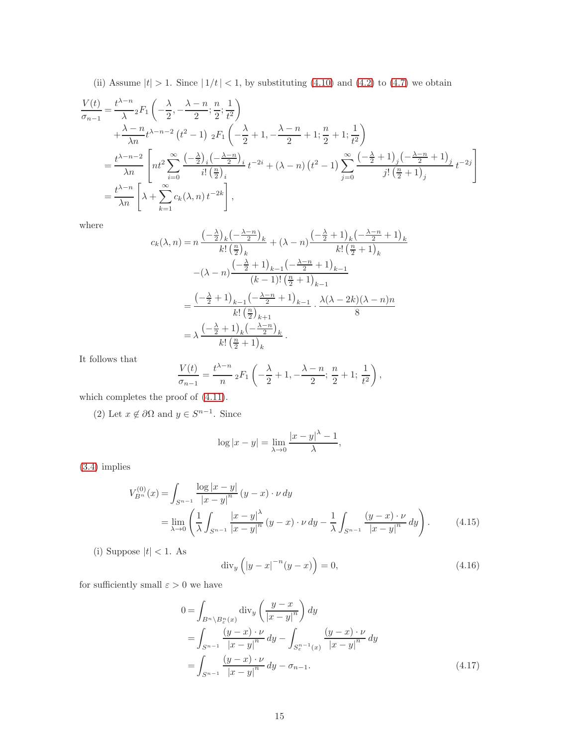(ii) Assume $|t| > 1$. Since $|\,1/t\,| < 1$, by substituting (4.10) and (4.2) to (4.7) we obtain

$$
\begin{aligned}
\frac{V(t)}{\sigma_{n-1}} &= \frac{t^{\lambda-n}}{\lambda}\,{}_2F_1\left(-\frac{\lambda}{2}, -\frac{\lambda-n}{2}; \frac{n}{2}; \frac{1}{t^2}\right) \\
&\quad + \frac{\lambda-n}{\lambda n} t^{\lambda-n-2}\left(t^2-1\right)\,{}_2F_1\left(-\frac{\lambda}{2}+1, -\frac{\lambda-n}{2}+1; \frac{n}{2}+1; \frac{1}{t^2}\right) \\
&= \frac{t^{\lambda-n-2}}{\lambda n}\left[ n t^2 \sum_{i=0}^{\infty} \frac{\left(-\frac{\lambda}{2}\right)_i \left(-\frac{\lambda-n}{2}\right)_i}{i!\left(\frac{n}{2}\right)_i} t^{-2i} + (\lambda-n)\left(t^2-1\right)\sum_{j=0}^{\infty} \frac{\left(-\frac{\lambda}{2}+1\right)_j\left(-\frac{\lambda-n}{2}+1\right)_j}{j!\left(\frac{n}{2}+1\right)_j} t^{-2j}\right] \\
&= \frac{t^{\lambda-n}}{\lambda n}\left[\lambda + \sum_{k=1}^{\infty} c_k(\lambda,n)\, t^{-2k}\right],
\end{aligned}
$$

where

$$
\begin{aligned}
c_k(\lambda,n) &= n\,\frac{\left(-\frac{\lambda}{2}\right)_k\left(-\frac{\lambda-n}{2}\right)_k}{k!\left(\frac{n}{2}\right)_k} + (\lambda-n)\frac{\left(-\frac{\lambda}{2}+1\right)_k\left(-\frac{\lambda-n}{2}+1\right)_k}{k!\left(\frac{n}{2}+1\right)_k} \\
&\quad -(\lambda-n)\frac{\left(-\frac{\lambda}{2}+1\right)_{k-1}\left(-\frac{\lambda-n}{2}+1\right)_{k-1}}{(k-1)!\left(\frac{n}{2}+1\right)_{k-1}} \\
&= \frac{\left(-\frac{\lambda}{2}+1\right)_{k-1}\left(-\frac{\lambda-n}{2}+1\right)_{k-1}}{k!\left(\frac{n}{2}\right)_{k+1}} \cdot \frac{\lambda(\lambda-2k)(\lambda-n)n}{8} \\
&= \lambda\,\frac{\left(-\frac{\lambda}{2}+1\right)_k\left(-\frac{\lambda-n}{2}\right)_k}{k!\left(\frac{n}{2}+1\right)_k}.
\end{aligned}
$$

It follows that

$$
\frac{V(t)}{\sigma_{n-1}} = \frac{t^{\lambda-n}}{n}\,{}_2F_1\left(-\frac{\lambda}{2}+1, -\frac{\lambda-n}{2};\ \frac{n}{2}+1;\ \frac{1}{t^2}\right),
$$

which completes the proof of (4.11).

(2) Let $x \notin \partial\Omega$ and $y \in S^{n-1}$. Since

$$
\log|x-y| = \lim_{\lambda\to 0}\frac{|x-y|^\lambda - 1}{\lambda},
$$

(3.4) implies

$$
\begin{aligned}
V_{B^n}^{(0)}(x) &= \int_{S^{n-1}} \frac{\log|x-y|}{|x-y|^n}(y-x)\cdot\nu\,dy \\
&= \lim_{\lambda\to 0}\left(\frac{1}{\lambda}\int_{S^{n-1}}\frac{|x-y|^\lambda}{|x-y|^n}(y-x)\cdot\nu\,dy - \frac{1}{\lambda}\int_{S^{n-1}}\frac{(y-x)\cdot\nu}{|x-y|^n}\,dy\right).
\end{aligned}
\tag{4.15}
$$

(i) Suppose $|t| < 1$. As

$$
\operatorname{div}_y\Big(|y-x|^{-n}(y-x)\Big) = 0, \tag{4.16}
$$

for sufficiently small $\varepsilon > 0$ we have

$$
\begin{aligned}
0 &= \int_{B^n\setminus B^n_\varepsilon(x)} \operatorname{div}_y\left(\frac{y-x}{|x-y|^n}\right) dy \\
&= \int_{S^{n-1}}\frac{(y-x)\cdot\nu}{|x-y|^n}\,dy - \int_{S^{n-1}_\varepsilon(x)}\frac{(y-x)\cdot\nu}{|x-y|^n}\,dy \\
&= \int_{S^{n-1}}\frac{(y-x)\cdot\nu}{|x-y|^n}\,dy - \sigma_{n-1}.
\end{aligned}
\tag{4.17}
$$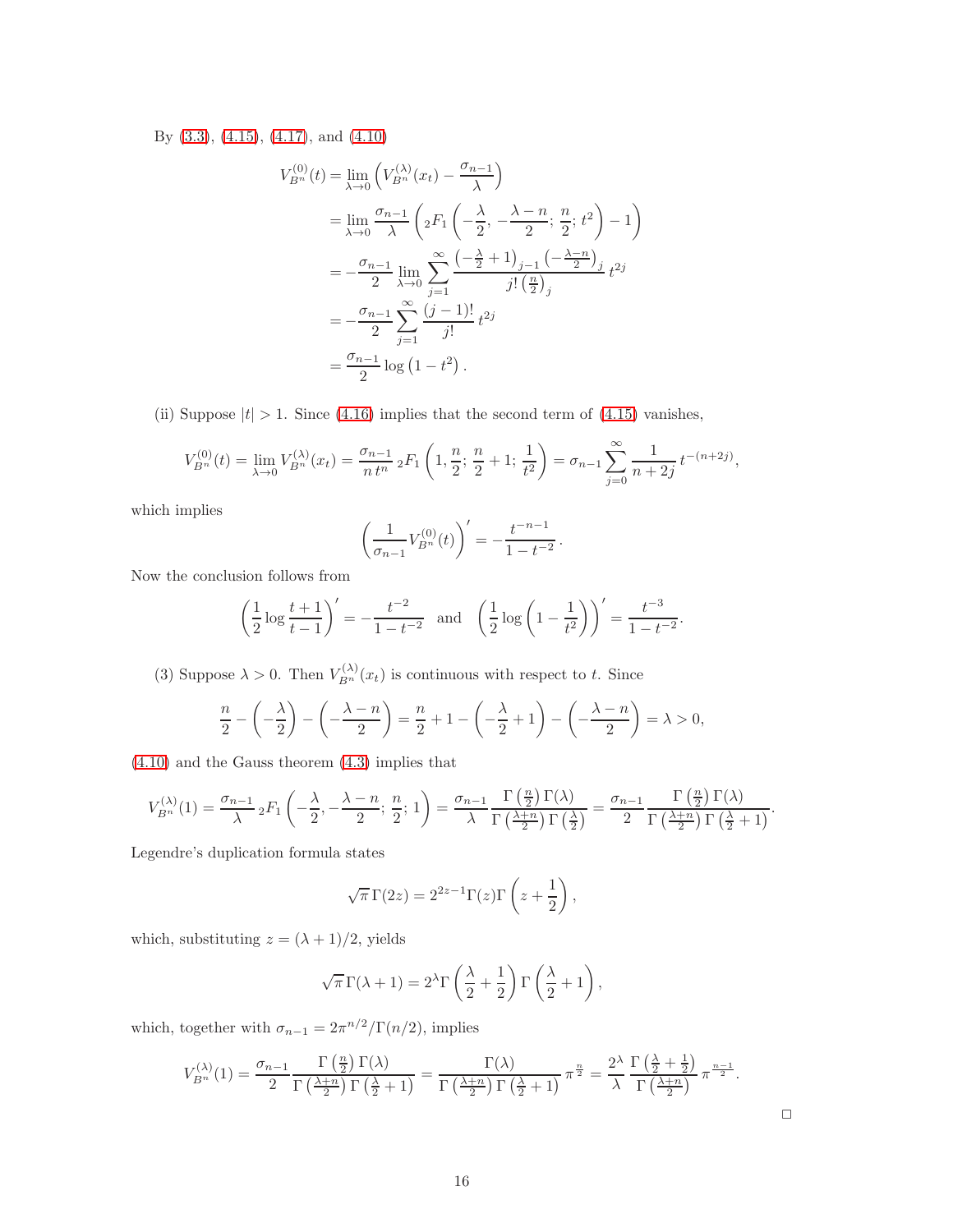By (3.3), (4.15), (4.17), and (4.10)

$$
\begin{aligned}
V_{B^n}^{(0)}(t) &= \lim_{\lambda\to 0}\left(V_{B^n}^{(\lambda)}(x_t) - \frac{\sigma_{n-1}}{\lambda}\right) \\
&= \lim_{\lambda\to 0}\frac{\sigma_{n-1}}{\lambda}\left({}_2F_1\left(-\frac{\lambda}{2}, -\frac{\lambda-n}{2};\, \frac{n}{2};\, t^2\right) - 1\right) \\
&= -\frac{\sigma_{n-1}}{2}\lim_{\lambda\to 0}\sum_{j=1}^{\infty}\frac{\left(-\frac{\lambda}{2}+1\right)_{j-1}\left(-\frac{\lambda-n}{2}\right)_j}{j!\left(\frac{n}{2}\right)_j}\, t^{2j} \\
&= -\frac{\sigma_{n-1}}{2}\sum_{j=1}^{\infty}\frac{(j-1)!}{j!}\, t^{2j} \\
&= \frac{\sigma_{n-1}}{2}\log\left(1-t^2\right).
\end{aligned}
$$

(ii) Suppose $|t|>1$. Since (4.16) implies that the second term of (4.15) vanishes,

$$
V_{B^n}^{(0)}(t) = \lim_{\lambda\to 0} V_{B^n}^{(\lambda)}(x_t) = \frac{\sigma_{n-1}}{n\, t^n}\, {}_2F_1\left(1, \frac{n}{2};\, \frac{n}{2}+1;\, \frac{1}{t^2}\right) = \sigma_{n-1}\sum_{j=0}^{\infty}\frac{1}{n+2j}\, t^{-(n+2j)},
$$

which implies

$$
\left(\frac{1}{\sigma_{n-1}} V_{B^n}^{(0)}(t)\right)' = -\frac{t^{-n-1}}{1-t^{-2}}.
$$

Now the conclusion follows from

$$
\left(\frac{1}{2}\log\frac{t+1}{t-1}\right)' = -\frac{t^{-2}}{1-t^{-2}} \quad\text{and}\quad \left(\frac{1}{2}\log\left(1-\frac{1}{t^2}\right)\right)' = \frac{t^{-3}}{1-t^{-2}}.
$$

(3) Suppose $\lambda>0$. Then $V_{B^n}^{(\lambda)}(x_t)$ is continuous with respect to $t$. Since

$$
\frac{n}{2} - \left(-\frac{\lambda}{2}\right) - \left(-\frac{\lambda-n}{2}\right) = \frac{n}{2}+1-\left(-\frac{\lambda}{2}+1\right) - \left(-\frac{\lambda-n}{2}\right) = \lambda > 0,
$$

(4.10) and the Gauss theorem (4.3) implies that

$$
V_{B^n}^{(\lambda)}(1) = \frac{\sigma_{n-1}}{\lambda}\, {}_2F_1\left(-\frac{\lambda}{2}, -\frac{\lambda-n}{2};\, \frac{n}{2};\, 1\right) = \frac{\sigma_{n-1}}{\lambda}\frac{\Gamma\left(\frac{n}{2}\right)\Gamma(\lambda)}{\Gamma\left(\frac{\lambda+n}{2}\right)\Gamma\left(\frac{\lambda}{2}\right)} = \frac{\sigma_{n-1}}{2}\frac{\Gamma\left(\frac{n}{2}\right)\Gamma(\lambda)}{\Gamma\left(\frac{\lambda+n}{2}\right)\Gamma\left(\frac{\lambda}{2}+1\right)}.
$$

Legendre's duplication formula states

$$
\sqrt{\pi}\,\Gamma(2z) = 2^{2z-1}\Gamma(z)\Gamma\left(z+\frac{1}{2}\right),
$$

which, substituting $z=(\lambda+1)/2$, yields

$$
\sqrt{\pi}\,\Gamma(\lambda+1) = 2^{\lambda}\Gamma\left(\frac{\lambda}{2}+\frac{1}{2}\right)\Gamma\left(\frac{\lambda}{2}+1\right),
$$

which, together with $\sigma_{n-1} = 2\pi^{n/2}/\Gamma(n/2)$, implies

$$
V_{B^n}^{(\lambda)}(1) = \frac{\sigma_{n-1}}{2}\frac{\Gamma\left(\frac{n}{2}\right)\Gamma(\lambda)}{\Gamma\left(\frac{\lambda+n}{2}\right)\Gamma\left(\frac{\lambda}{2}+1\right)} = \frac{\Gamma(\lambda)}{\Gamma\left(\frac{\lambda+n}{2}\right)\Gamma\left(\frac{\lambda}{2}+1\right)}\,\pi^{\frac{n}{2}} = \frac{2^{\lambda}}{\lambda}\,\frac{\Gamma\left(\frac{\lambda}{2}+\frac{1}{2}\right)}{\Gamma\left(\frac{\lambda+n}{2}\right)}\,\pi^{\frac{n-1}{2}}.
$$

□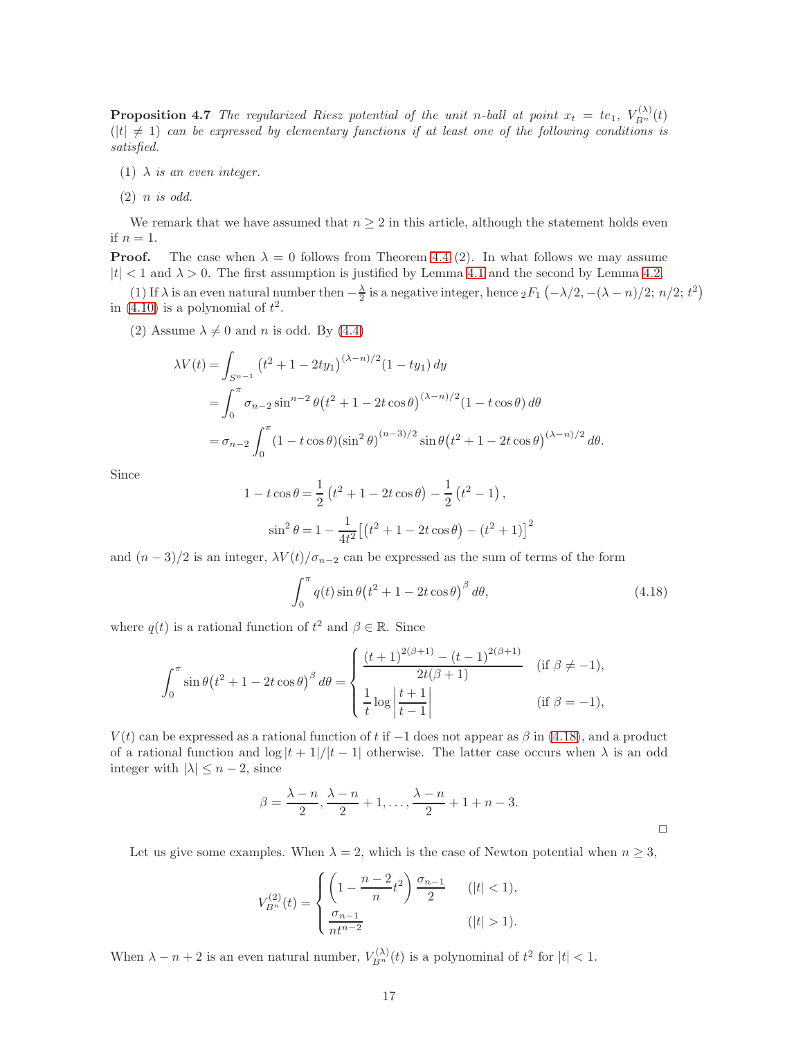**Proposition 4.7** *The regularized Riesz potential of the unit n-ball at point $x_t = te_1$, $V_{B^n}^{(\lambda)}(t)$ ($|t| \neq 1$) can be expressed by elementary functions if at least one of the following conditions is satisfied.*

1. *$\lambda$ is an even integer.*
2. *$n$ is odd.*

We remark that we have assumed that $n \geq 2$ in this article, although the statement holds even if $n = 1$.

**Proof.** The case when $\lambda = 0$ follows from Theorem 4.4 (2). In what follows we may assume $|t| < 1$ and $\lambda > 0$. The first assumption is justified by Lemma 4.1 and the second by Lemma 4.2.

(1) If $\lambda$ is an even natural number then $-\frac{\lambda}{2}$ is a negative integer, hence ${}_2F_1\left(-\lambda/2, -(\lambda-n)/2;\, n/2;\, t^2\right)$ in (4.10) is a polynomial of $t^2$.

(2) Assume $\lambda \neq 0$ and $n$ is odd. By (4.4)

$$
\begin{aligned}
\lambda V(t) &= \int_{S^{n-1}} \left(t^2 + 1 - 2ty_1\right)^{(\lambda-n)/2}(1 - ty_1)\, dy \\
&= \int_0^\pi \sigma_{n-2} \sin^{n-2}\theta \big(t^2 + 1 - 2t\cos\theta\big)^{(\lambda-n)/2}(1 - t\cos\theta)\, d\theta \\
&= \sigma_{n-2} \int_0^\pi (1 - t\cos\theta)(\sin^2\theta)^{(n-3)/2} \sin\theta \big(t^2 + 1 - 2t\cos\theta\big)^{(\lambda-n)/2}\, d\theta.
\end{aligned}
$$

Since

$$
1 - t\cos\theta = \frac{1}{2}\left(t^2 + 1 - 2t\cos\theta\right) - \frac{1}{2}\left(t^2 - 1\right),
$$

$$
\sin^2\theta = 1 - \frac{1}{4t^2}\big[\big(t^2 + 1 - 2t\cos\theta\big) - (t^2+1)\big]^2
$$

and $(n-3)/2$ is an integer, $\lambda V(t)/\sigma_{n-2}$ can be expressed as the sum of terms of the form

$$
\int_0^\pi q(t)\sin\theta\big(t^2 + 1 - 2t\cos\theta\big)^\beta\, d\theta, \tag{4.18}
$$

where $q(t)$ is a rational function of $t^2$ and $\beta \in \mathbb{R}$. Since

$$
\int_0^\pi \sin\theta\big(t^2 + 1 - 2t\cos\theta\big)^\beta\, d\theta = \begin{cases} \dfrac{(t+1)^{2(\beta+1)} - (t-1)^{2(\beta+1)}}{2t(\beta+1)} & (\text{if } \beta \neq -1), \\[2ex] \dfrac{1}{t}\log\left|\dfrac{t+1}{t-1}\right| & (\text{if } \beta = -1), \end{cases}
$$

$V(t)$ can be expressed as a rational function of $t$ if $-1$ does not appear as $\beta$ in (4.18), and a product of a rational function and $\log|t+1|/|t-1|$ otherwise. The latter case occurs when $\lambda$ is an odd integer with $|\lambda| \leq n-2$, since

$$
\beta = \frac{\lambda-n}{2}, \frac{\lambda-n}{2}+1, \ldots, \frac{\lambda-n}{2}+1+n-3.
$$

□

Let us give some examples. When $\lambda = 2$, which is the case of Newton potential when $n \geq 3$,

$$
V_{B^n}^{(2)}(t) = \begin{cases} \left(1 - \dfrac{n-2}{n}t^2\right)\dfrac{\sigma_{n-1}}{2} & (|t| < 1), \\[2ex] \dfrac{\sigma_{n-1}}{nt^{n-2}} & (|t| > 1). \end{cases}
$$

When $\lambda - n + 2$ is an even natural number, $V_{B^n}^{(\lambda)}(t)$ is a polynominal of $t^2$ for $|t| < 1$.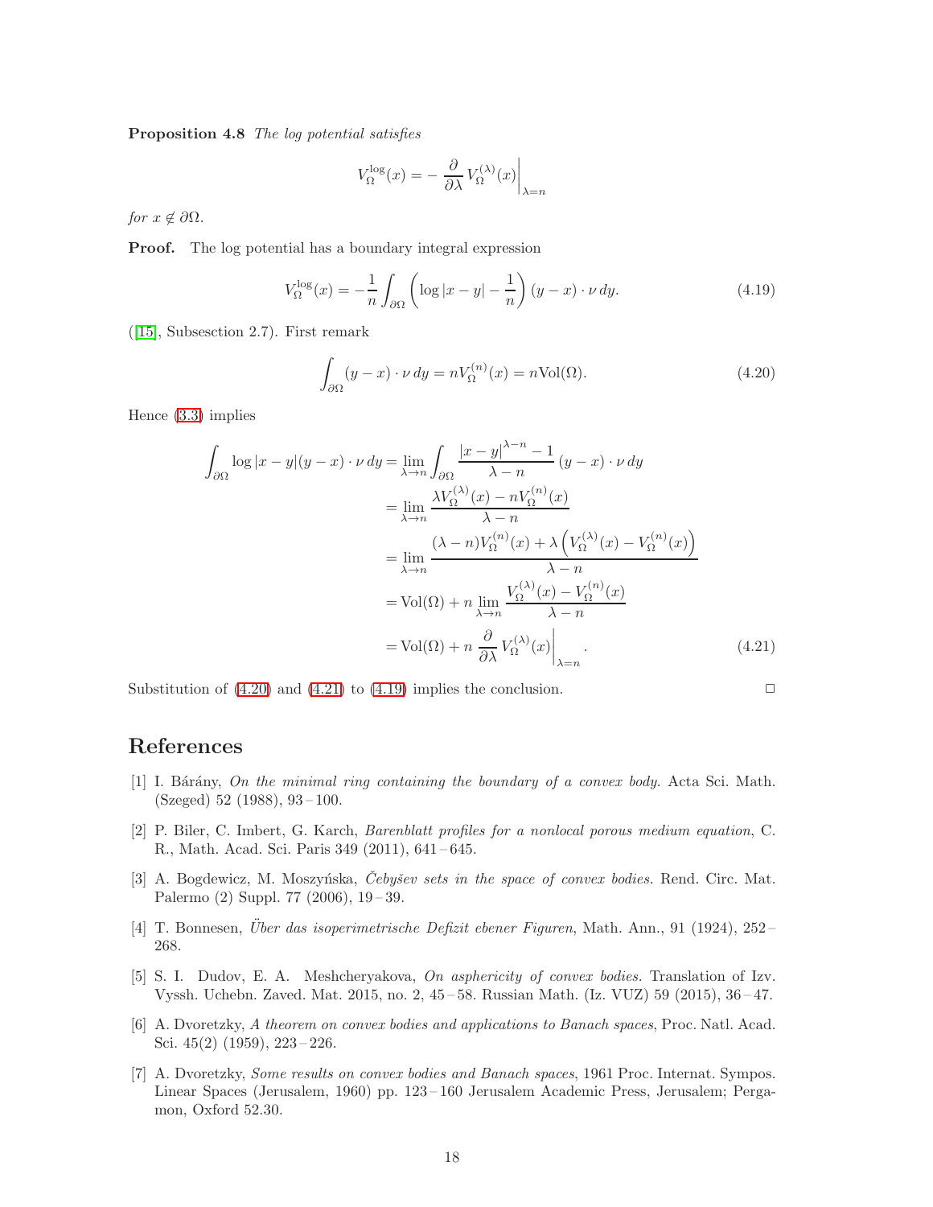**Proposition 4.8** *The log potential satisfies*

$$V_\Omega^{\log}(x) = -\left.\frac{\partial}{\partial\lambda} V_\Omega^{(\lambda)}(x)\right|_{\lambda=n}$$

*for $x \notin \partial\Omega$.*

**Proof.** The log potential has a boundary integral expression

$$V_\Omega^{\log}(x) = -\frac{1}{n}\int_{\partial\Omega}\left(\log|x-y| - \frac{1}{n}\right)(y-x)\cdot\nu\,dy. \tag{4.19}$$

([15], Subsesction 2.7). First remark

$$\int_{\partial\Omega}(y-x)\cdot\nu\,dy = nV_\Omega^{(n)}(x) = n\mathrm{Vol}(\Omega). \tag{4.20}$$

Hence (3.3) implies

$$\begin{aligned}
\int_{\partial\Omega}\log|x-y|(y-x)\cdot\nu\,dy &= \lim_{\lambda\to n}\int_{\partial\Omega}\frac{|x-y|^{\lambda-n}-1}{\lambda-n}\,(y-x)\cdot\nu\,dy \\
&= \lim_{\lambda\to n}\frac{\lambda V_\Omega^{(\lambda)}(x) - nV_\Omega^{(n)}(x)}{\lambda-n} \\
&= \lim_{\lambda\to n}\frac{(\lambda-n)V_\Omega^{(n)}(x) + \lambda\left(V_\Omega^{(\lambda)}(x) - V_\Omega^{(n)}(x)\right)}{\lambda-n} \\
&= \mathrm{Vol}(\Omega) + n\lim_{\lambda\to n}\frac{V_\Omega^{(\lambda)}(x) - V_\Omega^{(n)}(x)}{\lambda-n} \\
&= \mathrm{Vol}(\Omega) + n\left.\frac{\partial}{\partial\lambda}V_\Omega^{(\lambda)}(x)\right|_{\lambda=n}.
\end{aligned} \tag{4.21}$$

Substitution of (4.20) and (4.21) to (4.19) implies the conclusion. □

# References

[1] I. Bárány, *On the minimal ring containing the boundary of a convex body.* Acta Sci. Math. (Szeged) 52 (1988), 93 – 100.

[2] P. Biler, C. Imbert, G. Karch, *Barenblatt profiles for a nonlocal porous medium equation*, C. R., Math. Acad. Sci. Paris 349 (2011), 641 – 645.

[3] A. Bogdewicz, M. Moszyńska, *Čebyšev sets in the space of convex bodies.* Rend. Circ. Mat. Palermo (2) Suppl. 77 (2006), 19 – 39.

[4] T. Bonnesen, *Über das isoperimetrische Defizit ebener Figuren*, Math. Ann., 91 (1924), 252 – 268.

[5] S. I. Dudov, E. A. Meshcheryakova, *On asphericity of convex bodies.* Translation of Izv. Vyssh. Uchebn. Zaved. Mat. 2015, no. 2, 45 – 58. Russian Math. (Iz. VUZ) 59 (2015), 36 – 47.

[6] A. Dvoretzky, *A theorem on convex bodies and applications to Banach spaces*, Proc. Natl. Acad. Sci. 45(2) (1959), 223 – 226.

[7] A. Dvoretzky, *Some results on convex bodies and Banach spaces*, 1961 Proc. Internat. Sympos. Linear Spaces (Jerusalem, 1960) pp. 123 – 160 Jerusalem Academic Press, Jerusalem; Pergamon, Oxford 52.30.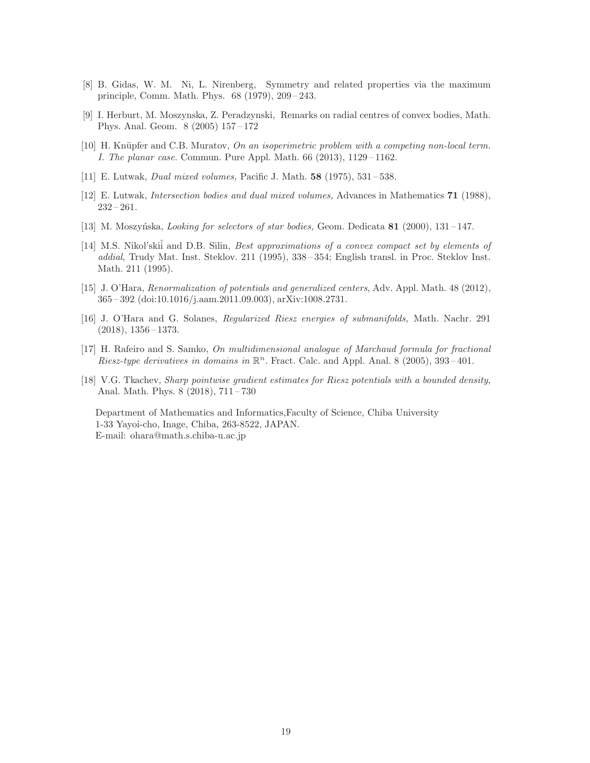[8] B. Gidas, W. M. Ni, L. Nirenberg, Symmetry and related properties via the maximum principle, Comm. Math. Phys. 68 (1979), 209 – 243.

[9] I. Herburt, M. Moszynska, Z. Peradzynski, Remarks on radial centres of convex bodies, Math. Phys. Anal. Geom. 8 (2005) 157 – 172

[10] H. Knüpfer and C.B. Muratov, *On an isoperimetric problem with a competing non-local term. I. The planar case.* Commun. Pure Appl. Math. 66 (2013), 1129 – 1162.

[11] E. Lutwak, *Dual mixed volumes,* Pacific J. Math. **58** (1975), 531 – 538.

[12] E. Lutwak, *Intersection bodies and dual mixed volumes,* Advances in Mathematics **71** (1988), 232 – 261.

[13] M. Moszyńska, *Looking for selectors of star bodies,* Geom. Dedicata **81** (2000), 131 – 147.

[14] M.S. Nikol'skiĭ and D.B. Silin, *Best approximations of a convex compact set by elements of addial*, Trudy Mat. Inst. Steklov. 211 (1995), 338 – 354; English transl. in Proc. Steklov Inst. Math. 211 (1995).

[15] J. O'Hara, *Renormalization of potentials and generalized centers*, Adv. Appl. Math. 48 (2012), 365 – 392 (doi:10.1016/j.aam.2011.09.003), arXiv:1008.2731.

[16] J. O'Hara and G. Solanes, *Regularized Riesz energies of submanifolds,* Math. Nachr. 291 (2018), 1356 – 1373.

[17] H. Rafeiro and S. Samko, *On multidimensional analogue of Marchaud formula for fractional Riesz-type derivatives in domains in* $\mathbb{R}^n$. Fract. Calc. and Appl. Anal. 8 (2005), 393 – 401.

[18] V.G. Tkachev, *Sharp pointwise gradient estimates for Riesz potentials with a bounded density*, Anal. Math. Phys. 8 (2018), 711 – 730

Department of Mathematics and Informatics,Faculty of Science, Chiba University
1-33 Yayoi-cho, Inage, Chiba, 263-8522, JAPAN.
E-mail: ohara@math.s.chiba-u.ac.jp